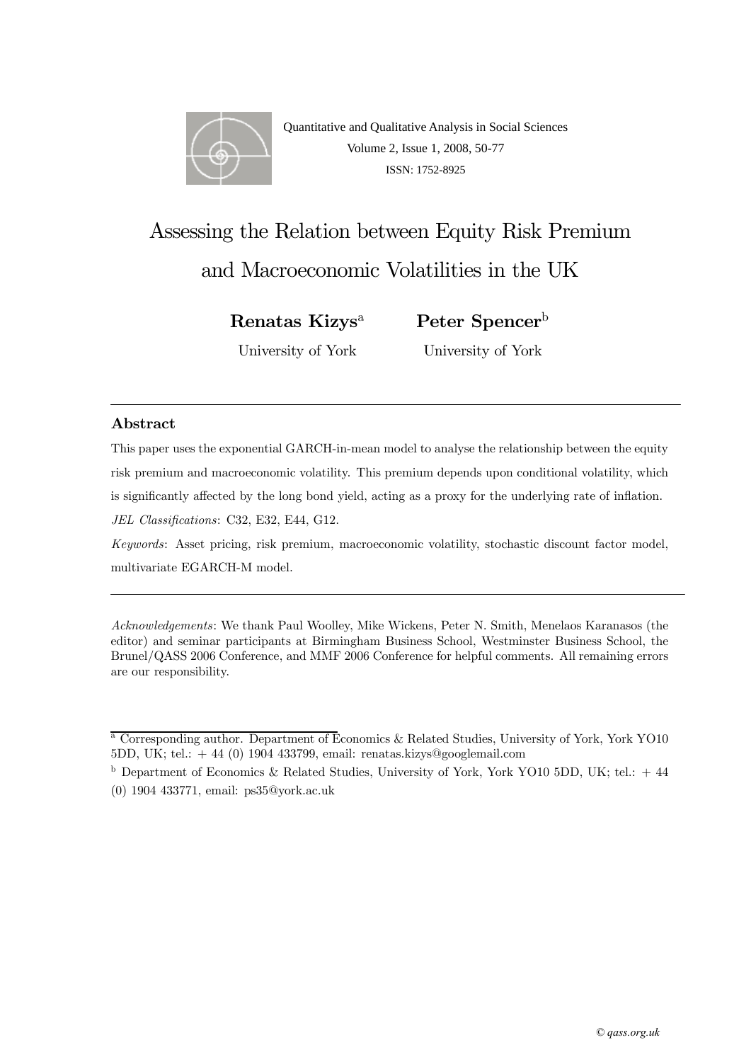Quantitative and Qualitative Analysis in Social Sciences
Volume 2, Issue 1, 2008, 50-77
ISSN: 1752-8925

# Assessing the Relation between Equity Risk Premium and Macroeconomic Volatilities in the UK

**Renatas Kizys**[a] — University of York

**Peter Spencer**[b] — University of York

## Abstract

This paper uses the exponential GARCH-in-mean model to analyse the relationship between the equity risk premium and macroeconomic volatility. This premium depends upon conditional volatility, which is significantly affected by the long bond yield, acting as a proxy for the underlying rate of inflation.

*JEL Classifications*: C32, E32, E44, G12.

*Keywords*: Asset pricing, risk premium, macroeconomic volatility, stochastic discount factor model, multivariate EGARCH-M model.

*Acknowledgements*: We thank Paul Woolley, Mike Wickens, Peter N. Smith, Menelaos Karanasos (the editor) and seminar participants at Birmingham Business School, Westminster Business School, the Brunel/QASS 2006 Conference, and MMF 2006 Conference for helpful comments. All remaining errors are our responsibility.

[a] Corresponding author. Department of Economics & Related Studies, University of York, York YO10 5DD, UK; tel.: + 44 (0) 1904 433799, email: renatas.kizys@googlemail.com

[b] Department of Economics & Related Studies, University of York, York YO10 5DD, UK; tel.: + 44 (0) 1904 433771, email: ps35@york.ac.uk

© qass.org.uk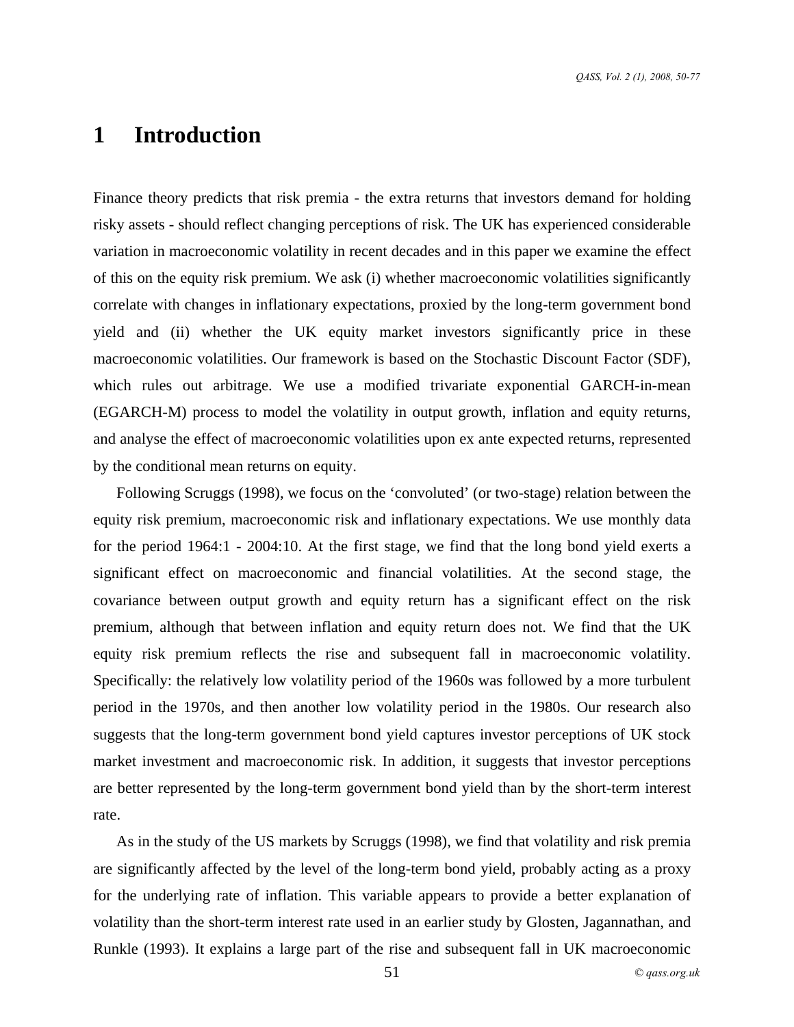# 1 Introduction

Finance theory predicts that risk premia - the extra returns that investors demand for holding risky assets - should reflect changing perceptions of risk. The UK has experienced considerable variation in macroeconomic volatility in recent decades and in this paper we examine the effect of this on the equity risk premium. We ask (i) whether macroeconomic volatilities significantly correlate with changes in inflationary expectations, proxied by the long-term government bond yield and (ii) whether the UK equity market investors significantly price in these macroeconomic volatilities. Our framework is based on the Stochastic Discount Factor (SDF), which rules out arbitrage. We use a modified trivariate exponential GARCH-in-mean (EGARCH-M) process to model the volatility in output growth, inflation and equity returns, and analyse the effect of macroeconomic volatilities upon ex ante expected returns, represented by the conditional mean returns on equity.

Following Scruggs (1998), we focus on the 'convoluted' (or two-stage) relation between the equity risk premium, macroeconomic risk and inflationary expectations. We use monthly data for the period 1964:1 - 2004:10. At the first stage, we find that the long bond yield exerts a significant effect on macroeconomic and financial volatilities. At the second stage, the covariance between output growth and equity return has a significant effect on the risk premium, although that between inflation and equity return does not. We find that the UK equity risk premium reflects the rise and subsequent fall in macroeconomic volatility. Specifically: the relatively low volatility period of the 1960s was followed by a more turbulent period in the 1970s, and then another low volatility period in the 1980s. Our research also suggests that the long-term government bond yield captures investor perceptions of UK stock market investment and macroeconomic risk. In addition, it suggests that investor perceptions are better represented by the long-term government bond yield than by the short-term interest rate.

As in the study of the US markets by Scruggs (1998), we find that volatility and risk premia are significantly affected by the level of the long-term bond yield, probably acting as a proxy for the underlying rate of inflation. This variable appears to provide a better explanation of volatility than the short-term interest rate used in an earlier study by Glosten, Jagannathan, and Runkle (1993). It explains a large part of the rise and subsequent fall in UK macroeconomic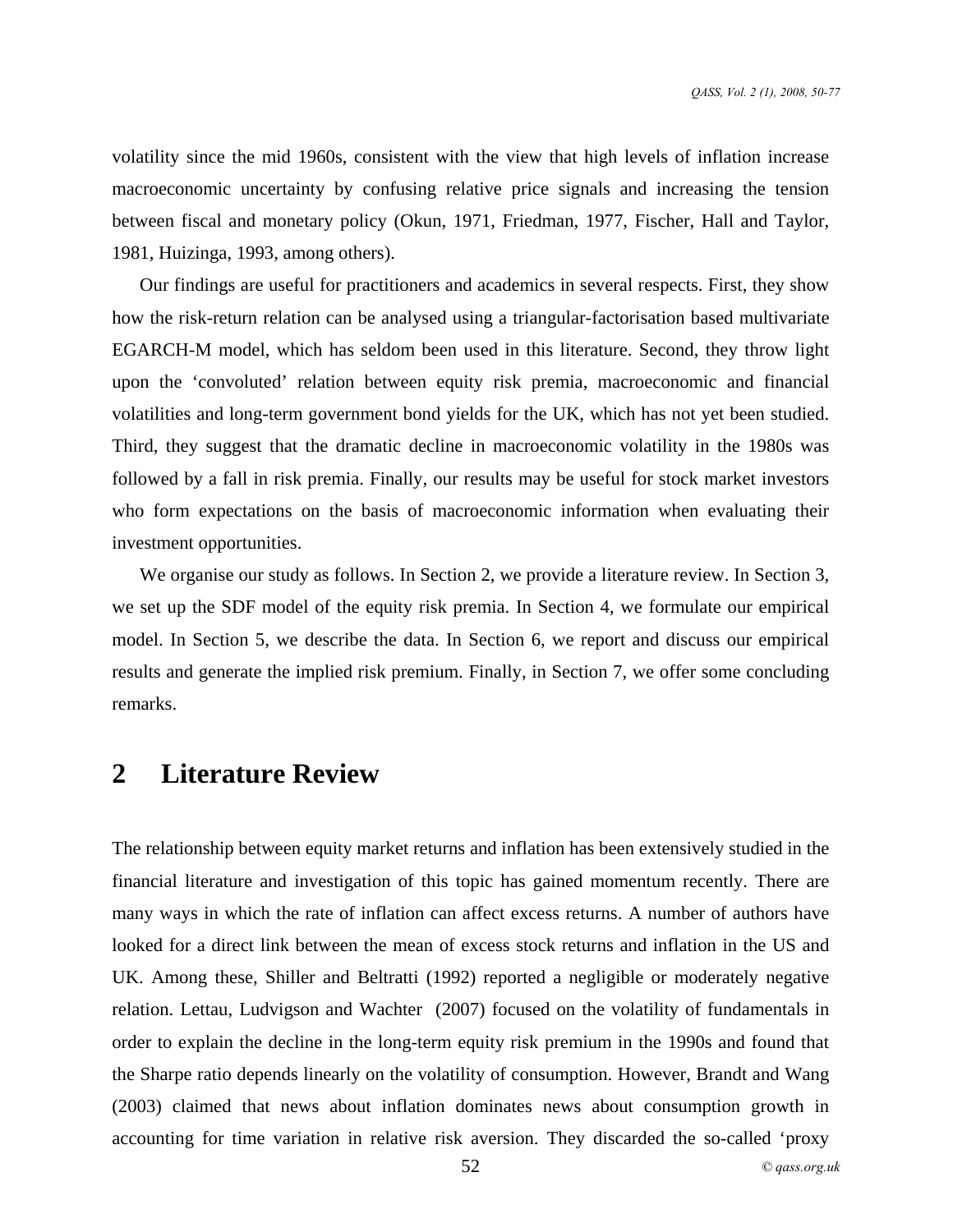volatility since the mid 1960s, consistent with the view that high levels of inflation increase macroeconomic uncertainty by confusing relative price signals and increasing the tension between fiscal and monetary policy (Okun, 1971, Friedman, 1977, Fischer, Hall and Taylor, 1981, Huizinga, 1993, among others).

Our findings are useful for practitioners and academics in several respects. First, they show how the risk-return relation can be analysed using a triangular-factorisation based multivariate EGARCH-M model, which has seldom been used in this literature. Second, they throw light upon the 'convoluted' relation between equity risk premia, macroeconomic and financial volatilities and long-term government bond yields for the UK, which has not yet been studied. Third, they suggest that the dramatic decline in macroeconomic volatility in the 1980s was followed by a fall in risk premia. Finally, our results may be useful for stock market investors who form expectations on the basis of macroeconomic information when evaluating their investment opportunities.

We organise our study as follows. In Section 2, we provide a literature review. In Section 3, we set up the SDF model of the equity risk premia. In Section 4, we formulate our empirical model. In Section 5, we describe the data. In Section 6, we report and discuss our empirical results and generate the implied risk premium. Finally, in Section 7, we offer some concluding remarks.

# 2 Literature Review

The relationship between equity market returns and inflation has been extensively studied in the financial literature and investigation of this topic has gained momentum recently. There are many ways in which the rate of inflation can affect excess returns. A number of authors have looked for a direct link between the mean of excess stock returns and inflation in the US and UK. Among these, Shiller and Beltratti (1992) reported a negligible or moderately negative relation. Lettau, Ludvigson and Wachter (2007) focused on the volatility of fundamentals in order to explain the decline in the long-term equity risk premium in the 1990s and found that the Sharpe ratio depends linearly on the volatility of consumption. However, Brandt and Wang (2003) claimed that news about inflation dominates news about consumption growth in accounting for time variation in relative risk aversion. They discarded the so-called 'proxy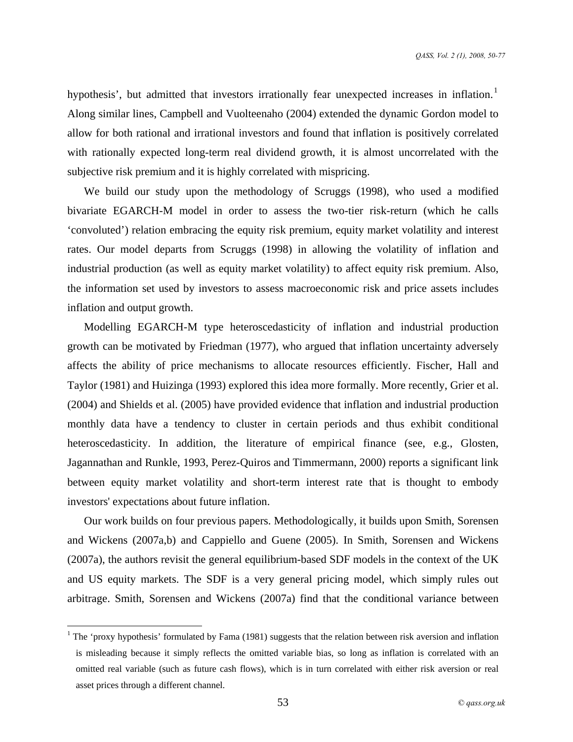hypothesis', but admitted that investors irrationally fear unexpected increases in inflation.[1] Along similar lines, Campbell and Vuolteenaho (2004) extended the dynamic Gordon model to allow for both rational and irrational investors and found that inflation is positively correlated with rationally expected long-term real dividend growth, it is almost uncorrelated with the subjective risk premium and it is highly correlated with mispricing.

We build our study upon the methodology of Scruggs (1998), who used a modified bivariate EGARCH-M model in order to assess the two-tier risk-return (which he calls 'convoluted') relation embracing the equity risk premium, equity market volatility and interest rates. Our model departs from Scruggs (1998) in allowing the volatility of inflation and industrial production (as well as equity market volatility) to affect equity risk premium. Also, the information set used by investors to assess macroeconomic risk and price assets includes inflation and output growth.

Modelling EGARCH-M type heteroscedasticity of inflation and industrial production growth can be motivated by Friedman (1977), who argued that inflation uncertainty adversely affects the ability of price mechanisms to allocate resources efficiently. Fischer, Hall and Taylor (1981) and Huizinga (1993) explored this idea more formally. More recently, Grier et al. (2004) and Shields et al. (2005) have provided evidence that inflation and industrial production monthly data have a tendency to cluster in certain periods and thus exhibit conditional heteroscedasticity. In addition, the literature of empirical finance (see, e.g., Glosten, Jagannathan and Runkle, 1993, Perez-Quiros and Timmermann, 2000) reports a significant link between equity market volatility and short-term interest rate that is thought to embody investors' expectations about future inflation.

Our work builds on four previous papers. Methodologically, it builds upon Smith, Sorensen and Wickens (2007a,b) and Cappiello and Guene (2005). In Smith, Sorensen and Wickens (2007a), the authors revisit the general equilibrium-based SDF models in the context of the UK and US equity markets. The SDF is a very general pricing model, which simply rules out arbitrage. Smith, Sorensen and Wickens (2007a) find that the conditional variance between

[1] The 'proxy hypothesis' formulated by Fama (1981) suggests that the relation between risk aversion and inflation is misleading because it simply reflects the omitted variable bias, so long as inflation is correlated with an omitted real variable (such as future cash flows), which is in turn correlated with either risk aversion or real asset prices through a different channel.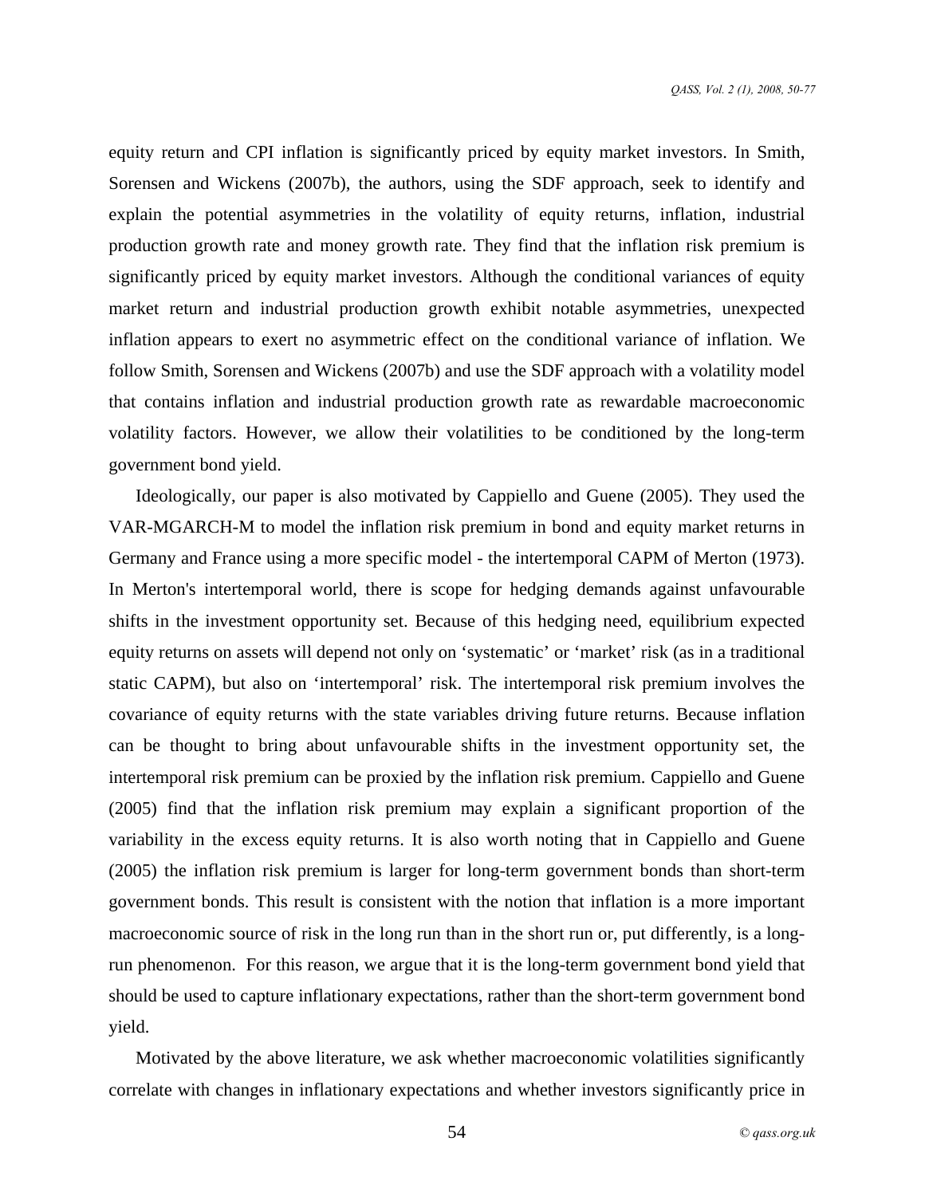equity return and CPI inflation is significantly priced by equity market investors. In Smith, Sorensen and Wickens (2007b), the authors, using the SDF approach, seek to identify and explain the potential asymmetries in the volatility of equity returns, inflation, industrial production growth rate and money growth rate. They find that the inflation risk premium is significantly priced by equity market investors. Although the conditional variances of equity market return and industrial production growth exhibit notable asymmetries, unexpected inflation appears to exert no asymmetric effect on the conditional variance of inflation. We follow Smith, Sorensen and Wickens (2007b) and use the SDF approach with a volatility model that contains inflation and industrial production growth rate as rewardable macroeconomic volatility factors. However, we allow their volatilities to be conditioned by the long-term government bond yield.

Ideologically, our paper is also motivated by Cappiello and Guene (2005). They used the VAR-MGARCH-M to model the inflation risk premium in bond and equity market returns in Germany and France using a more specific model - the intertemporal CAPM of Merton (1973). In Merton's intertemporal world, there is scope for hedging demands against unfavourable shifts in the investment opportunity set. Because of this hedging need, equilibrium expected equity returns on assets will depend not only on 'systematic' or 'market' risk (as in a traditional static CAPM), but also on 'intertemporal' risk. The intertemporal risk premium involves the covariance of equity returns with the state variables driving future returns. Because inflation can be thought to bring about unfavourable shifts in the investment opportunity set, the intertemporal risk premium can be proxied by the inflation risk premium. Cappiello and Guene (2005) find that the inflation risk premium may explain a significant proportion of the variability in the excess equity returns. It is also worth noting that in Cappiello and Guene (2005) the inflation risk premium is larger for long-term government bonds than short-term government bonds. This result is consistent with the notion that inflation is a more important macroeconomic source of risk in the long run than in the short run or, put differently, is a long-run phenomenon. For this reason, we argue that it is the long-term government bond yield that should be used to capture inflationary expectations, rather than the short-term government bond yield.

Motivated by the above literature, we ask whether macroeconomic volatilities significantly correlate with changes in inflationary expectations and whether investors significantly price in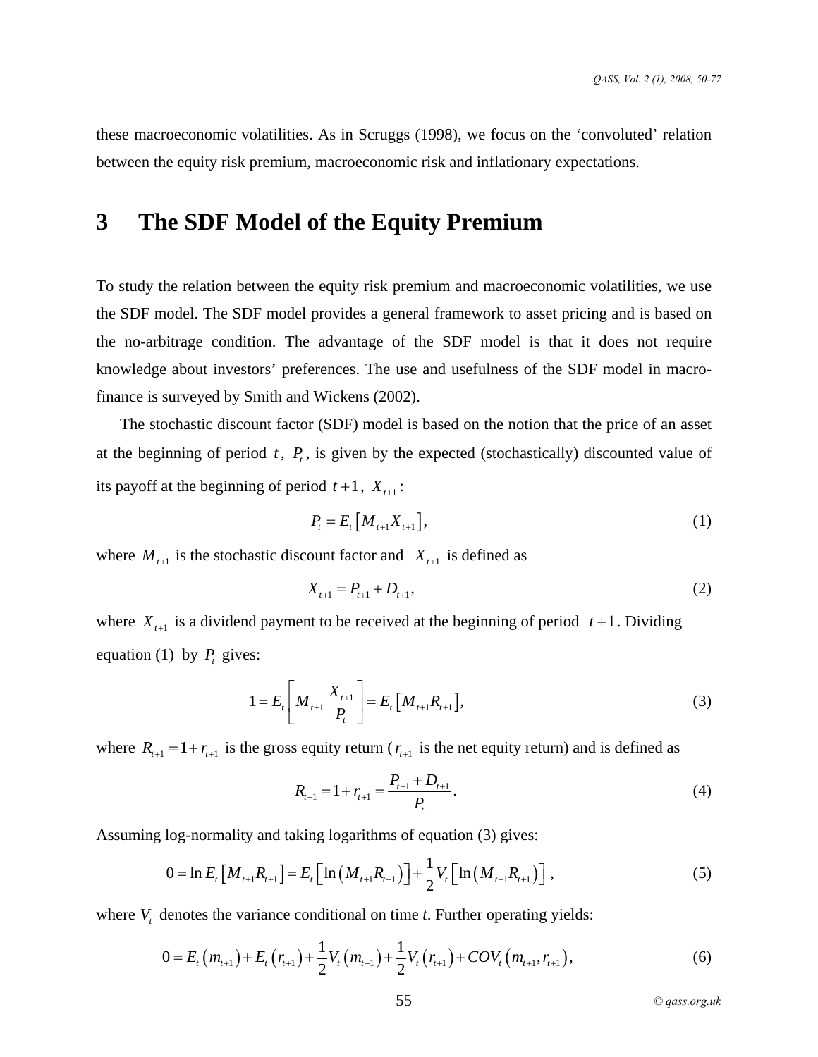these macroeconomic volatilities. As in Scruggs (1998), we focus on the 'convoluted' relation between the equity risk premium, macroeconomic risk and inflationary expectations.

# 3 The SDF Model of the Equity Premium

To study the relation between the equity risk premium and macroeconomic volatilities, we use the SDF model. The SDF model provides a general framework to asset pricing and is based on the no-arbitrage condition. The advantage of the SDF model is that it does not require knowledge about investors' preferences. The use and usefulness of the SDF model in macro-finance is surveyed by Smith and Wickens (2002).

The stochastic discount factor (SDF) model is based on the notion that the price of an asset at the beginning of period $t$, $P_t$, is given by the expected (stochastically) discounted value of its payoff at the beginning of period $t+1$, $X_{t+1}$:

$$P_t = E_t\left[M_{t+1}X_{t+1}\right], \tag{1}$$

where $M_{t+1}$ is the stochastic discount factor and $X_{t+1}$ is defined as

$$X_{t+1} = P_{t+1} + D_{t+1}, \tag{2}$$

where $X_{t+1}$ is a dividend payment to be received at the beginning of period $t+1$. Dividing equation (1) by $P_t$ gives:

$$1 = E_t\left[M_{t+1}\frac{X_{t+1}}{P_t}\right] = E_t\left[M_{t+1}R_{t+1}\right], \tag{3}$$

where $R_{t+1} = 1 + r_{t+1}$ is the gross equity return ($r_{t+1}$ is the net equity return) and is defined as

$$R_{t+1} = 1 + r_{t+1} = \frac{P_{t+1} + D_{t+1}}{P_t}. \tag{4}$$

Assuming log-normality and taking logarithms of equation (3) gives:

$$0 = \ln E_t\left[M_{t+1}R_{t+1}\right] = E_t\left[\ln\left(M_{t+1}R_{t+1}\right)\right] + \frac{1}{2}V_t\left[\ln\left(M_{t+1}R_{t+1}\right)\right], \tag{5}$$

where $V_t$ denotes the variance conditional on time *t*. Further operating yields:

$$0 = E_t\left(m_{t+1}\right) + E_t\left(r_{t+1}\right) + \frac{1}{2}V_t\left(m_{t+1}\right) + \frac{1}{2}V_t\left(r_{t+1}\right) + COV_t\left(m_{t+1}, r_{t+1}\right), \tag{6}$$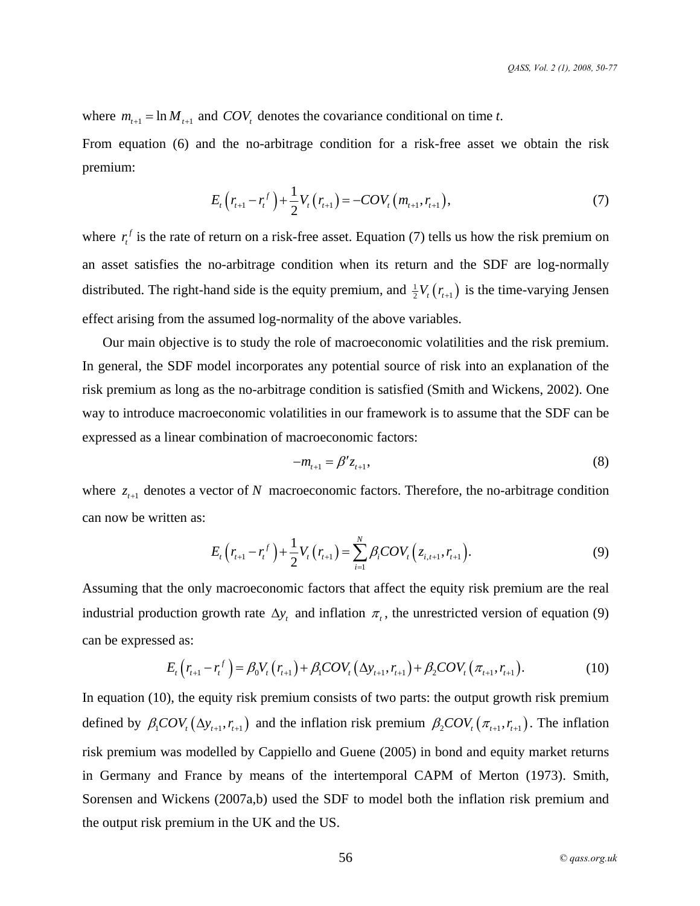where $m_{t+1} = \ln M_{t+1}$ and $COV_t$ denotes the covariance conditional on time *t*.

From equation (6) and the no-arbitrage condition for a risk-free asset we obtain the risk premium:

$$E_t\left(r_{t+1} - r_t^f\right) + \frac{1}{2}V_t\left(r_{t+1}\right) = -COV_t\left(m_{t+1}, r_{t+1}\right), \tag{7}$$

where $r_t^f$ is the rate of return on a risk-free asset. Equation (7) tells us how the risk premium on an asset satisfies the no-arbitrage condition when its return and the SDF are log-normally distributed. The right-hand side is the equity premium, and $\frac{1}{2}V_t\left(r_{t+1}\right)$ is the time-varying Jensen effect arising from the assumed log-normality of the above variables.

Our main objective is to study the role of macroeconomic volatilities and the risk premium. In general, the SDF model incorporates any potential source of risk into an explanation of the risk premium as long as the no-arbitrage condition is satisfied (Smith and Wickens, 2002). One way to introduce macroeconomic volatilities in our framework is to assume that the SDF can be expressed as a linear combination of macroeconomic factors:

$$-m_{t+1} = \beta' z_{t+1}, \tag{8}$$

where $z_{t+1}$ denotes a vector of $N$ macroeconomic factors. Therefore, the no-arbitrage condition can now be written as:

$$E_t\left(r_{t+1} - r_t^f\right) + \frac{1}{2}V_t\left(r_{t+1}\right) = \sum_{i=1}^{N} \beta_i COV_t\left(z_{i,t+1}, r_{t+1}\right). \tag{9}$$

Assuming that the only macroeconomic factors that affect the equity risk premium are the real industrial production growth rate $\Delta y_t$ and inflation $\pi_t$, the unrestricted version of equation (9) can be expressed as:

$$E_t\left(r_{t+1} - r_t^f\right) = \beta_0 V_t\left(r_{t+1}\right) + \beta_1 COV_t\left(\Delta y_{t+1}, r_{t+1}\right) + \beta_2 COV_t\left(\pi_{t+1}, r_{t+1}\right). \tag{10}$$

In equation (10), the equity risk premium consists of two parts: the output growth risk premium defined by $\beta_1 COV_t\left(\Delta y_{t+1}, r_{t+1}\right)$ and the inflation risk premium $\beta_2 COV_t\left(\pi_{t+1}, r_{t+1}\right)$. The inflation risk premium was modelled by Cappiello and Guene (2005) in bond and equity market returns in Germany and France by means of the intertemporal CAPM of Merton (1973). Smith, Sorensen and Wickens (2007a,b) used the SDF to model both the inflation risk premium and the output risk premium in the UK and the US.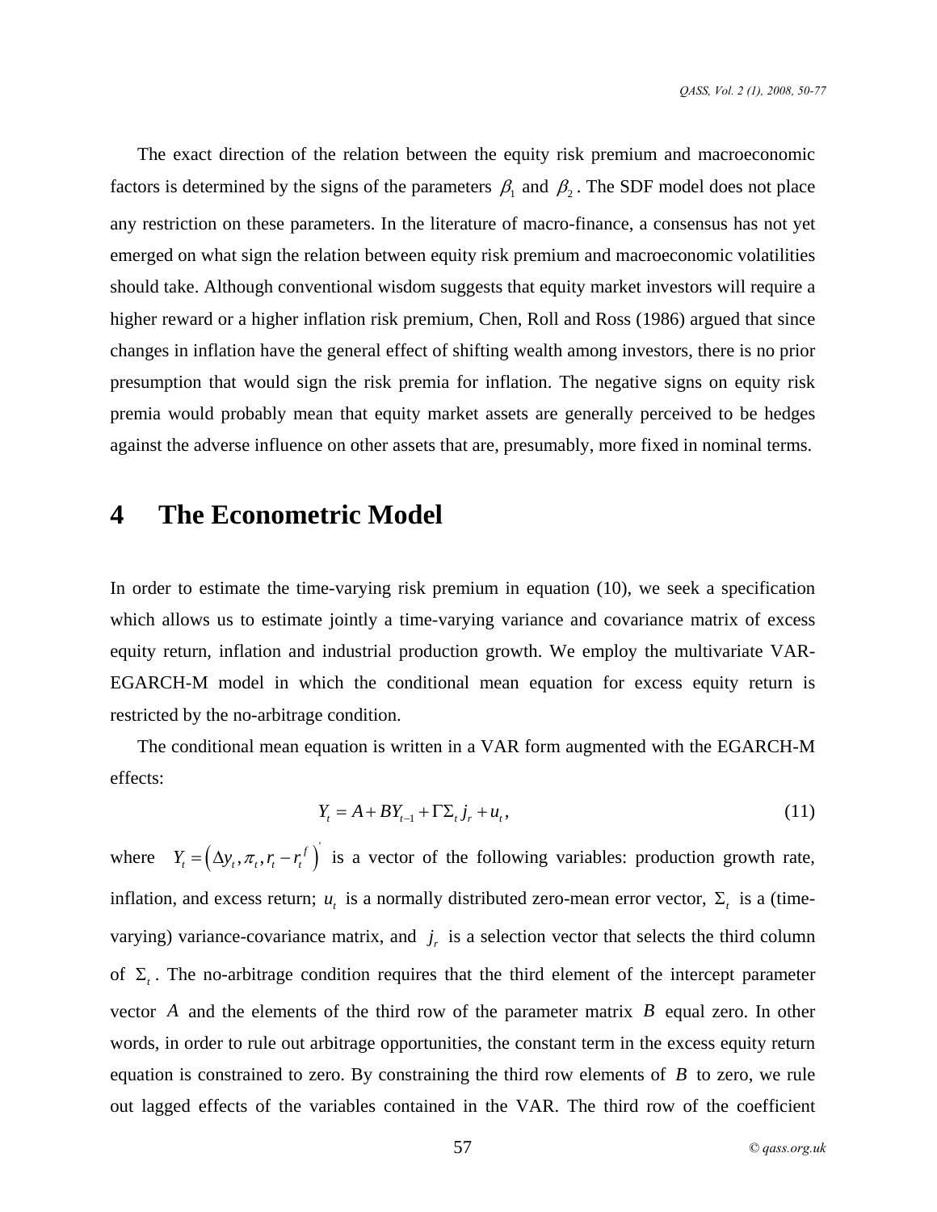The exact direction of the relation between the equity risk premium and macroeconomic factors is determined by the signs of the parameters $\beta_1$ and $\beta_2$. The SDF model does not place any restriction on these parameters. In the literature of macro-finance, a consensus has not yet emerged on what sign the relation between equity risk premium and macroeconomic volatilities should take. Although conventional wisdom suggests that equity market investors will require a higher reward or a higher inflation risk premium, Chen, Roll and Ross (1986) argued that since changes in inflation have the general effect of shifting wealth among investors, there is no prior presumption that would sign the risk premia for inflation. The negative signs on equity risk premia would probably mean that equity market assets are generally perceived to be hedges against the adverse influence on other assets that are, presumably, more fixed in nominal terms.

# 4 The Econometric Model

In order to estimate the time-varying risk premium in equation (10), we seek a specification which allows us to estimate jointly a time-varying variance and covariance matrix of excess equity return, inflation and industrial production growth. We employ the multivariate VAR-EGARCH-M model in which the conditional mean equation for excess equity return is restricted by the no-arbitrage condition.

The conditional mean equation is written in a VAR form augmented with the EGARCH-M effects:

$$Y_t = A + BY_{t-1} + \Gamma \Sigma_t j_r + u_t, \tag{11}$$

where $Y_t = \left(\Delta y_t, \pi_t, r_t - r_t^f\right)'$ is a vector of the following variables: production growth rate, inflation, and excess return; $u_t$ is a normally distributed zero-mean error vector, $\Sigma_t$ is a (time-varying) variance-covariance matrix, and $j_r$ is a selection vector that selects the third column of $\Sigma_t$. The no-arbitrage condition requires that the third element of the intercept parameter vector $A$ and the elements of the third row of the parameter matrix $B$ equal zero. In other words, in order to rule out arbitrage opportunities, the constant term in the excess equity return equation is constrained to zero. By constraining the third row elements of $B$ to zero, we rule out lagged effects of the variables contained in the VAR. The third row of the coefficient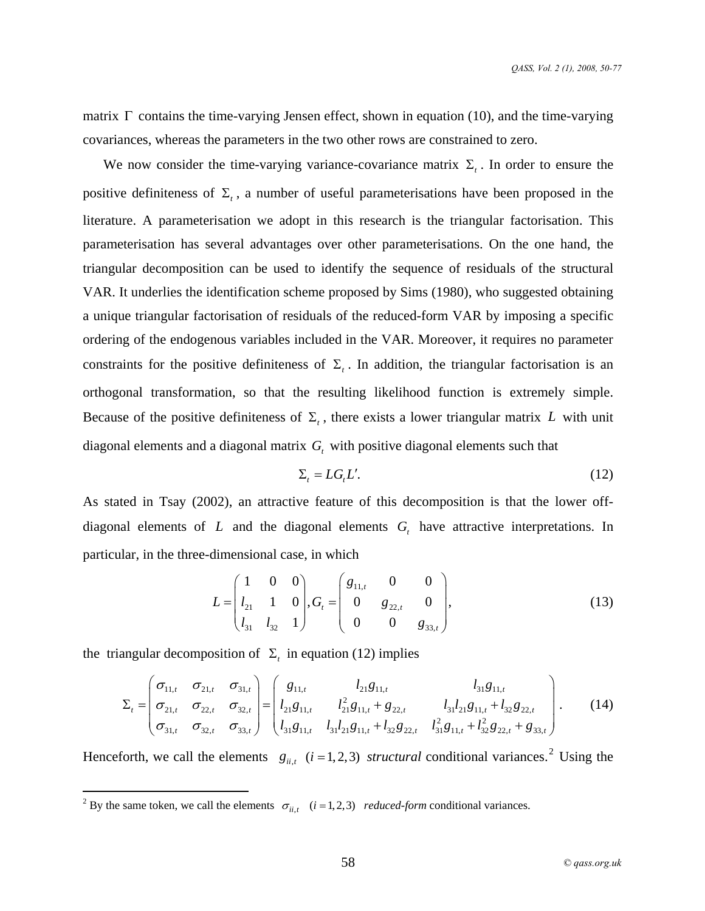matrix $\Gamma$ contains the time-varying Jensen effect, shown in equation (10), and the time-varying covariances, whereas the parameters in the two other rows are constrained to zero.

We now consider the time-varying variance-covariance matrix $\Sigma_t$. In order to ensure the positive definiteness of $\Sigma_t$, a number of useful parameterisations have been proposed in the literature. A parameterisation we adopt in this research is the triangular factorisation. This parameterisation has several advantages over other parameterisations. On the one hand, the triangular decomposition can be used to identify the sequence of residuals of the structural VAR. It underlies the identification scheme proposed by Sims (1980), who suggested obtaining a unique triangular factorisation of residuals of the reduced-form VAR by imposing a specific ordering of the endogenous variables included in the VAR. Moreover, it requires no parameter constraints for the positive definiteness of $\Sigma_t$. In addition, the triangular factorisation is an orthogonal transformation, so that the resulting likelihood function is extremely simple. Because of the positive definiteness of $\Sigma_t$, there exists a lower triangular matrix $L$ with unit diagonal elements and a diagonal matrix $G_t$ with positive diagonal elements such that

$$\Sigma_t = LG_tL'. \tag{12}$$

As stated in Tsay (2002), an attractive feature of this decomposition is that the lower off-diagonal elements of $L$ and the diagonal elements $G_t$ have attractive interpretations. In particular, in the three-dimensional case, in which

$$L = \begin{pmatrix} 1 & 0 & 0 \\ l_{21} & 1 & 0 \\ l_{31} & l_{32} & 1 \end{pmatrix}, G_t = \begin{pmatrix} g_{11,t} & 0 & 0 \\ 0 & g_{22,t} & 0 \\ 0 & 0 & g_{33,t} \end{pmatrix}, \tag{13}$$

the triangular decomposition of $\Sigma_t$ in equation (12) implies

$$\Sigma_t = \begin{pmatrix} \sigma_{11,t} & \sigma_{21,t} & \sigma_{31,t} \\ \sigma_{21,t} & \sigma_{22,t} & \sigma_{32,t} \\ \sigma_{31,t} & \sigma_{32,t} & \sigma_{33,t} \end{pmatrix} = \begin{pmatrix} g_{11,t} & l_{21}g_{11,t} & l_{31}g_{11,t} \\ l_{21}g_{11,t} & l_{21}^2 g_{11,t} + g_{22,t} & l_{31}l_{21}g_{11,t} + l_{32}g_{22,t} \\ l_{31}g_{11,t} & l_{31}l_{21}g_{11,t} + l_{32}g_{22,t} & l_{31}^2 g_{11,t} + l_{32}^2 g_{22,t} + g_{33,t} \end{pmatrix}. \tag{14}$$

Henceforth, we call the elements $g_{ii,t}$ $(i = 1,2,3)$ *structural* conditional variances.[2] Using the

[2] By the same token, we call the elements $\sigma_{ii,t}$ $(i = 1,2,3)$ *reduced-form* conditional variances.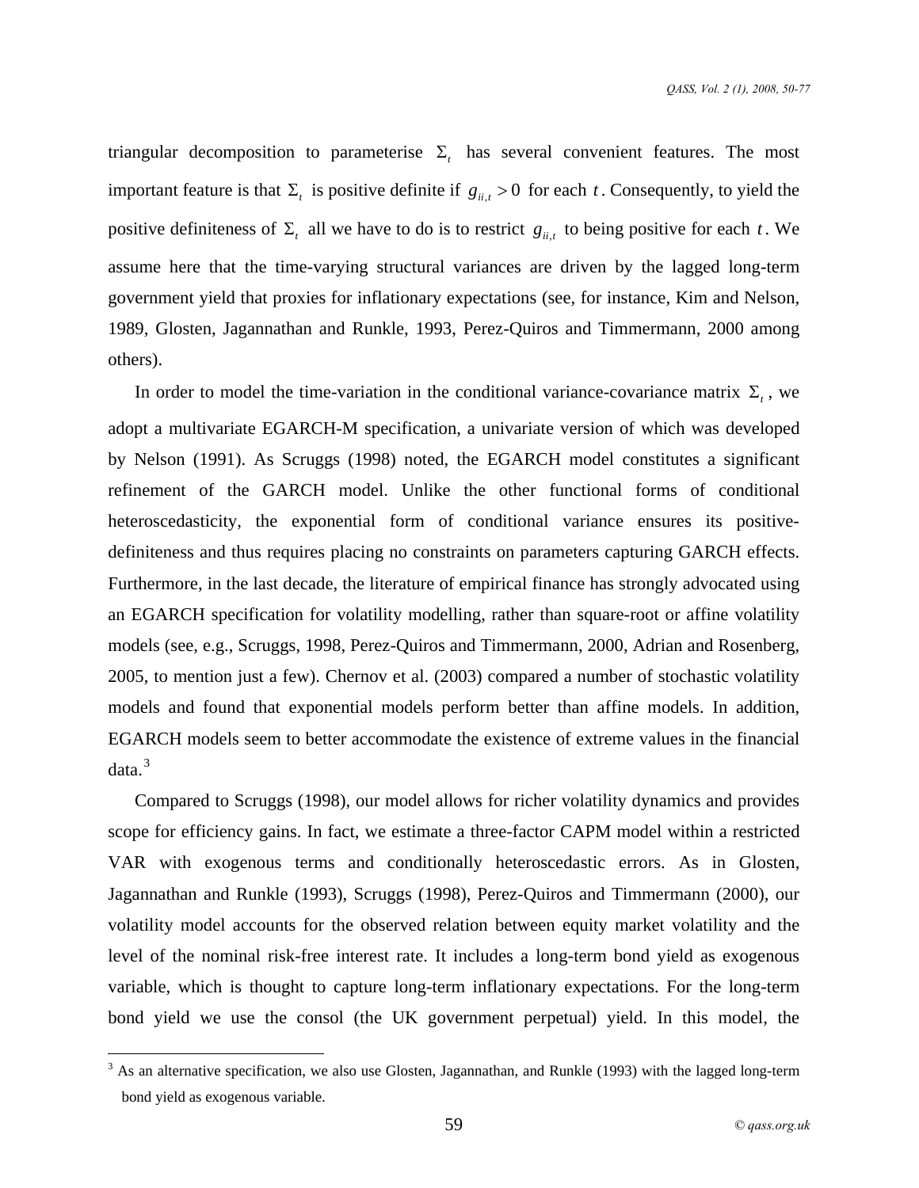triangular decomposition to parameterise $\Sigma_t$ has several convenient features. The most important feature is that $\Sigma_t$ is positive definite if $g_{ii,t} > 0$ for each $t$. Consequently, to yield the positive definiteness of $\Sigma_t$ all we have to do is to restrict $g_{ii,t}$ to being positive for each $t$. We assume here that the time-varying structural variances are driven by the lagged long-term government yield that proxies for inflationary expectations (see, for instance, Kim and Nelson, 1989, Glosten, Jagannathan and Runkle, 1993, Perez-Quiros and Timmermann, 2000 among others).

In order to model the time-variation in the conditional variance-covariance matrix $\Sigma_t$, we adopt a multivariate EGARCH-M specification, a univariate version of which was developed by Nelson (1991). As Scruggs (1998) noted, the EGARCH model constitutes a significant refinement of the GARCH model. Unlike the other functional forms of conditional heteroscedasticity, the exponential form of conditional variance ensures its positive-definiteness and thus requires placing no constraints on parameters capturing GARCH effects. Furthermore, in the last decade, the literature of empirical finance has strongly advocated using an EGARCH specification for volatility modelling, rather than square-root or affine volatility models (see, e.g., Scruggs, 1998, Perez-Quiros and Timmermann, 2000, Adrian and Rosenberg, 2005, to mention just a few). Chernov et al. (2003) compared a number of stochastic volatility models and found that exponential models perform better than affine models. In addition, EGARCH models seem to better accommodate the existence of extreme values in the financial data.[3]

Compared to Scruggs (1998), our model allows for richer volatility dynamics and provides scope for efficiency gains. In fact, we estimate a three-factor CAPM model within a restricted VAR with exogenous terms and conditionally heteroscedastic errors. As in Glosten, Jagannathan and Runkle (1993), Scruggs (1998), Perez-Quiros and Timmermann (2000), our volatility model accounts for the observed relation between equity market volatility and the level of the nominal risk-free interest rate. It includes a long-term bond yield as exogenous variable, which is thought to capture long-term inflationary expectations. For the long-term bond yield we use the consol (the UK government perpetual) yield. In this model, the

[3] As an alternative specification, we also use Glosten, Jagannathan, and Runkle (1993) with the lagged long-term bond yield as exogenous variable.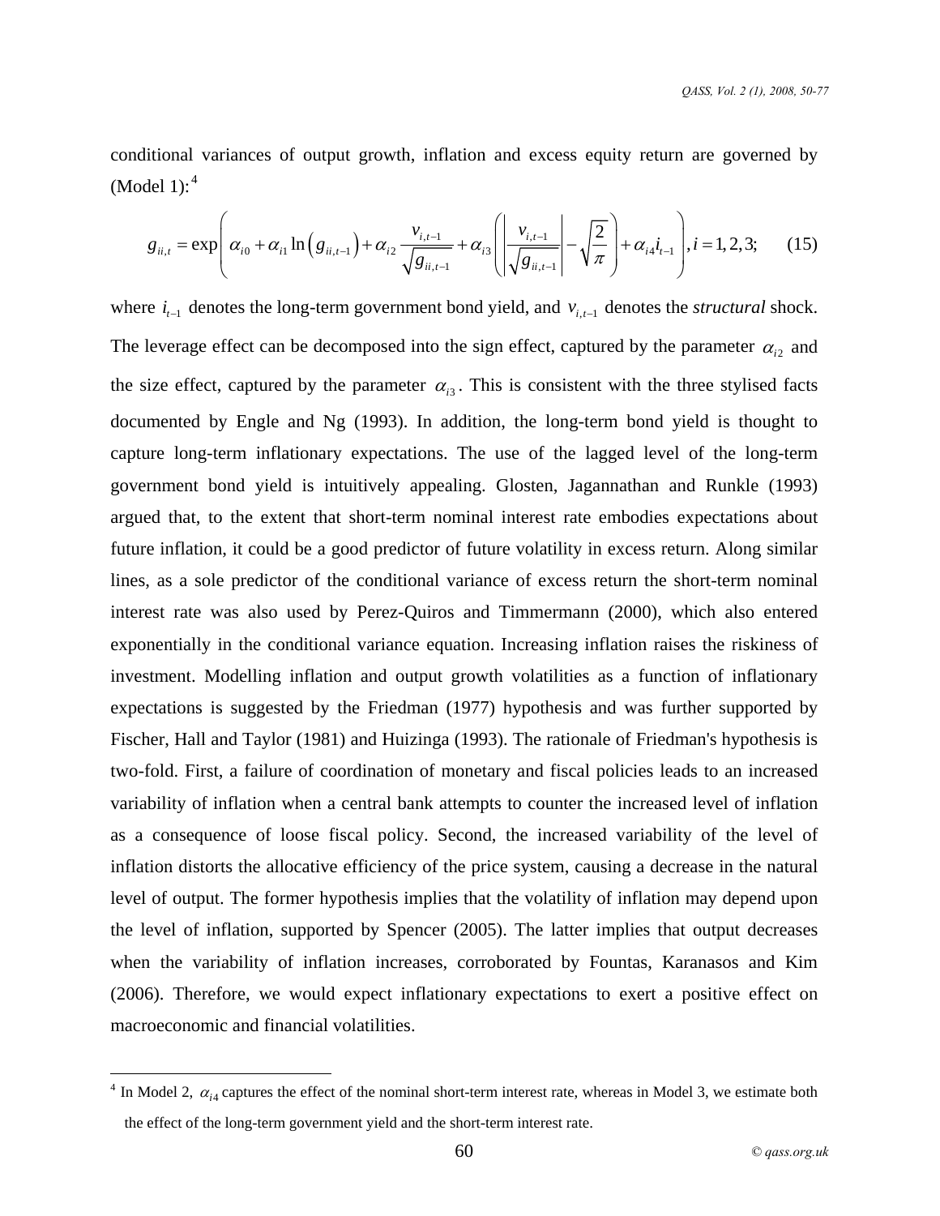conditional variances of output growth, inflation and excess equity return are governed by (Model 1):[4]

$$g_{ii,t} = \exp\left( \alpha_{i0} + \alpha_{i1} \ln\left(g_{ii,t-1}\right) + \alpha_{i2} \frac{v_{i,t-1}}{\sqrt{g_{ii,t-1}}} + \alpha_{i3} \left( \left| \frac{v_{i,t-1}}{\sqrt{g_{ii,t-1}}} \right| - \sqrt{\frac{2}{\pi}} \right) + \alpha_{i4} i_{t-1} \right), i = 1, 2, 3; \qquad (15)$$

where $i_{t-1}$ denotes the long-term government bond yield, and $v_{i,t-1}$ denotes the *structural* shock. The leverage effect can be decomposed into the sign effect, captured by the parameter $\alpha_{i2}$ and the size effect, captured by the parameter $\alpha_{i3}$. This is consistent with the three stylised facts documented by Engle and Ng (1993). In addition, the long-term bond yield is thought to capture long-term inflationary expectations. The use of the lagged level of the long-term government bond yield is intuitively appealing. Glosten, Jagannathan and Runkle (1993) argued that, to the extent that short-term nominal interest rate embodies expectations about future inflation, it could be a good predictor of future volatility in excess return. Along similar lines, as a sole predictor of the conditional variance of excess return the short-term nominal interest rate was also used by Perez-Quiros and Timmermann (2000), which also entered exponentially in the conditional variance equation. Increasing inflation raises the riskiness of investment. Modelling inflation and output growth volatilities as a function of inflationary expectations is suggested by the Friedman (1977) hypothesis and was further supported by Fischer, Hall and Taylor (1981) and Huizinga (1993). The rationale of Friedman's hypothesis is two-fold. First, a failure of coordination of monetary and fiscal policies leads to an increased variability of inflation when a central bank attempts to counter the increased level of inflation as a consequence of loose fiscal policy. Second, the increased variability of the level of inflation distorts the allocative efficiency of the price system, causing a decrease in the natural level of output. The former hypothesis implies that the volatility of inflation may depend upon the level of inflation, supported by Spencer (2005). The latter implies that output decreases when the variability of inflation increases, corroborated by Fountas, Karanasos and Kim (2006). Therefore, we would expect inflationary expectations to exert a positive effect on macroeconomic and financial volatilities.

[4] In Model 2, $\alpha_{i4}$ captures the effect of the nominal short-term interest rate, whereas in Model 3, we estimate both the effect of the long-term government yield and the short-term interest rate.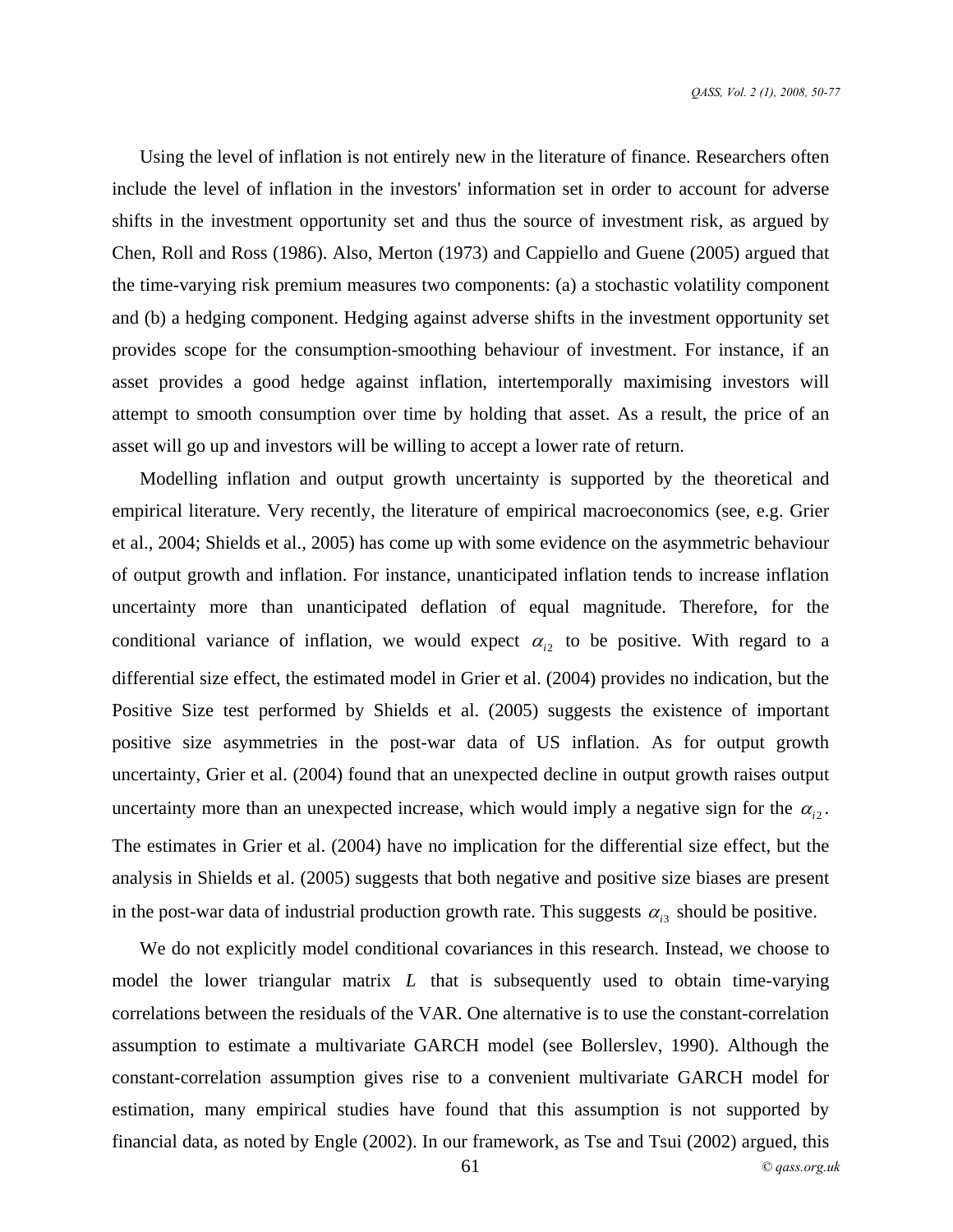Using the level of inflation is not entirely new in the literature of finance. Researchers often include the level of inflation in the investors' information set in order to account for adverse shifts in the investment opportunity set and thus the source of investment risk, as argued by Chen, Roll and Ross (1986). Also, Merton (1973) and Cappiello and Guene (2005) argued that the time-varying risk premium measures two components: (a) a stochastic volatility component and (b) a hedging component. Hedging against adverse shifts in the investment opportunity set provides scope for the consumption-smoothing behaviour of investment. For instance, if an asset provides a good hedge against inflation, intertemporally maximising investors will attempt to smooth consumption over time by holding that asset. As a result, the price of an asset will go up and investors will be willing to accept a lower rate of return.

Modelling inflation and output growth uncertainty is supported by the theoretical and empirical literature. Very recently, the literature of empirical macroeconomics (see, e.g. Grier et al., 2004; Shields et al., 2005) has come up with some evidence on the asymmetric behaviour of output growth and inflation. For instance, unanticipated inflation tends to increase inflation uncertainty more than unanticipated deflation of equal magnitude. Therefore, for the conditional variance of inflation, we would expect $\alpha_{i2}$ to be positive. With regard to a differential size effect, the estimated model in Grier et al. (2004) provides no indication, but the Positive Size test performed by Shields et al. (2005) suggests the existence of important positive size asymmetries in the post-war data of US inflation. As for output growth uncertainty, Grier et al. (2004) found that an unexpected decline in output growth raises output uncertainty more than an unexpected increase, which would imply a negative sign for the $\alpha_{i2}$. The estimates in Grier et al. (2004) have no implication for the differential size effect, but the analysis in Shields et al. (2005) suggests that both negative and positive size biases are present in the post-war data of industrial production growth rate. This suggests $\alpha_{i3}$ should be positive.

We do not explicitly model conditional covariances in this research. Instead, we choose to model the lower triangular matrix $L$ that is subsequently used to obtain time-varying correlations between the residuals of the VAR. One alternative is to use the constant-correlation assumption to estimate a multivariate GARCH model (see Bollerslev, 1990). Although the constant-correlation assumption gives rise to a convenient multivariate GARCH model for estimation, many empirical studies have found that this assumption is not supported by financial data, as noted by Engle (2002). In our framework, as Tse and Tsui (2002) argued, this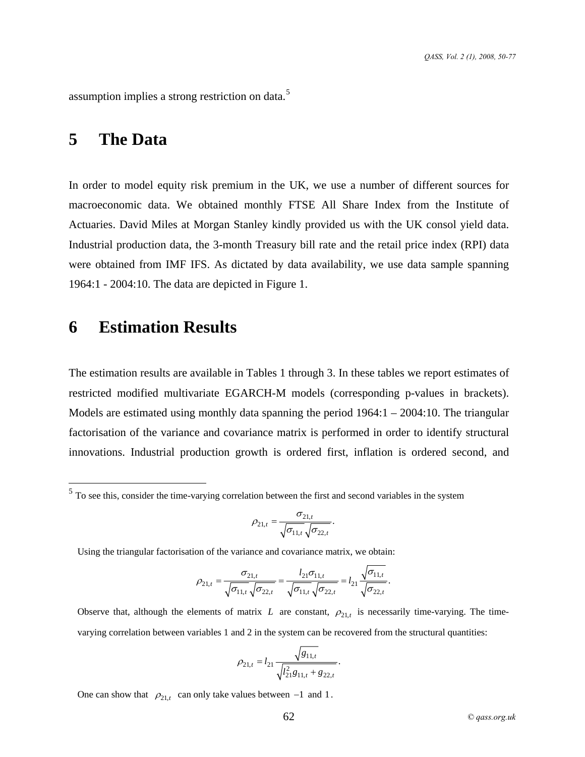assumption implies a strong restriction on data.[5]

## 5 The Data

In order to model equity risk premium in the UK, we use a number of different sources for macroeconomic data. We obtained monthly FTSE All Share Index from the Institute of Actuaries. David Miles at Morgan Stanley kindly provided us with the UK consol yield data. Industrial production data, the 3-month Treasury bill rate and the retail price index (RPI) data were obtained from IMF IFS. As dictated by data availability, we use data sample spanning 1964:1 - 2004:10. The data are depicted in Figure 1.

## 6 Estimation Results

The estimation results are available in Tables 1 through 3. In these tables we report estimates of restricted modified multivariate EGARCH-M models (corresponding p-values in brackets). Models are estimated using monthly data spanning the period 1964:1 – 2004:10. The triangular factorisation of the variance and covariance matrix is performed in order to identify structural innovations. Industrial production growth is ordered first, inflation is ordered second, and

---

[5] To see this, consider the time-varying correlation between the first and second variables in the system

$$\rho_{21,t} = \frac{\sigma_{21,t}}{\sqrt{\sigma_{11,t}}\sqrt{\sigma_{22,t}}}.$$

Using the triangular factorisation of the variance and covariance matrix, we obtain:

$$\rho_{21,t} = \frac{\sigma_{21,t}}{\sqrt{\sigma_{11,t}}\sqrt{\sigma_{22,t}}} = \frac{l_{21}\sigma_{11,t}}{\sqrt{\sigma_{11,t}}\sqrt{\sigma_{22,t}}} = l_{21}\frac{\sqrt{\sigma_{11,t}}}{\sqrt{\sigma_{22,t}}}.$$

Observe that, although the elements of matrix $L$ are constant, $\rho_{21,t}$ is necessarily time-varying. The time-varying correlation between variables 1 and 2 in the system can be recovered from the structural quantities:

$$\rho_{21,t} = l_{21}\frac{\sqrt{g_{11,t}}}{\sqrt{l_{21}^2 g_{11,t} + g_{22,t}}}.$$

One can show that $\rho_{21,t}$ can only take values between $-1$ and $1$.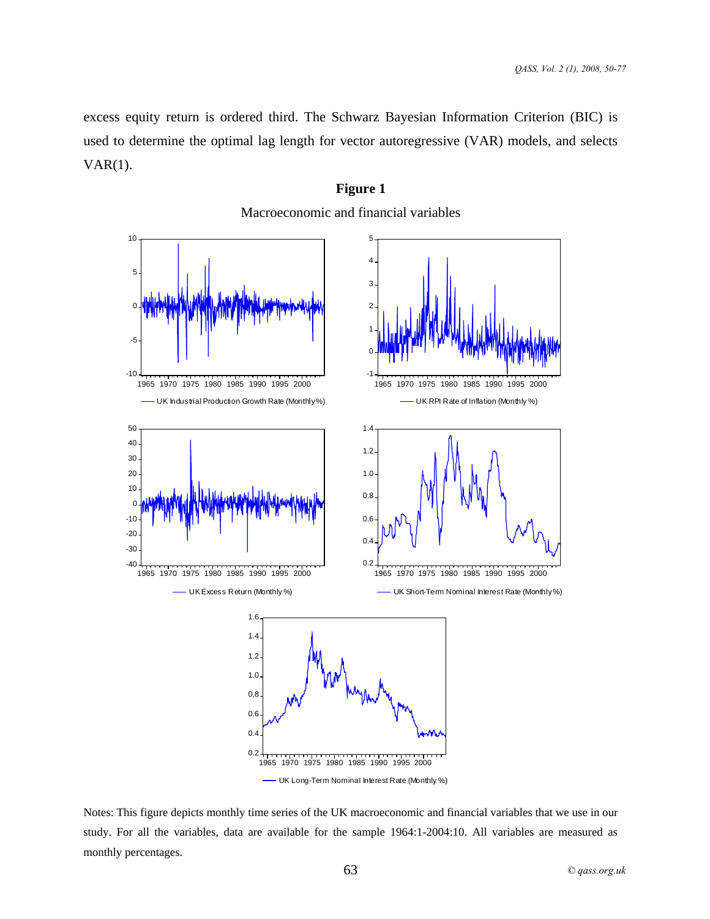excess equity return is ordered third. The Schwarz Bayesian Information Criterion (BIC) is used to determine the optimal lag length for vector autoregressive (VAR) models, and selects VAR(1).

**Figure 1**

Macroeconomic and financial variables

10
5
0
-5
-10
1965 1970 1975 1980 1985 1990 1995 2000
UK Industrial Production Growth Rate (Monthly %)

5
4
3
2
1
0
-1
1965 1970 1975 1980 1985 1990 1995 2000
UK RPI Rate of Inflation (Monthly %)

50
40
30
20
10
0
-10
-20
-30
-40
1965 1970 1975 1980 1985 1990 1995 2000
UK Excess Return (Monthly %)

1.4
1.2
1.0
0.8
0.6
0.4
0.2
1965 1970 1975 1980 1985 1990 1995 2000
UK Short-Term Nominal Interest Rate (Monthly %)

1.6
1.4
1.2
1.0
0.8
0.6
0.4
0.2
1965 1970 1975 1980 1985 1990 1995 2000
UK Long-Term Nominal Interest Rate (Monthly %)

Notes: This figure depicts monthly time series of the UK macroeconomic and financial variables that we use in our study. For all the variables, data are available for the sample 1964:1-2004:10. All variables are measured as monthly percentages.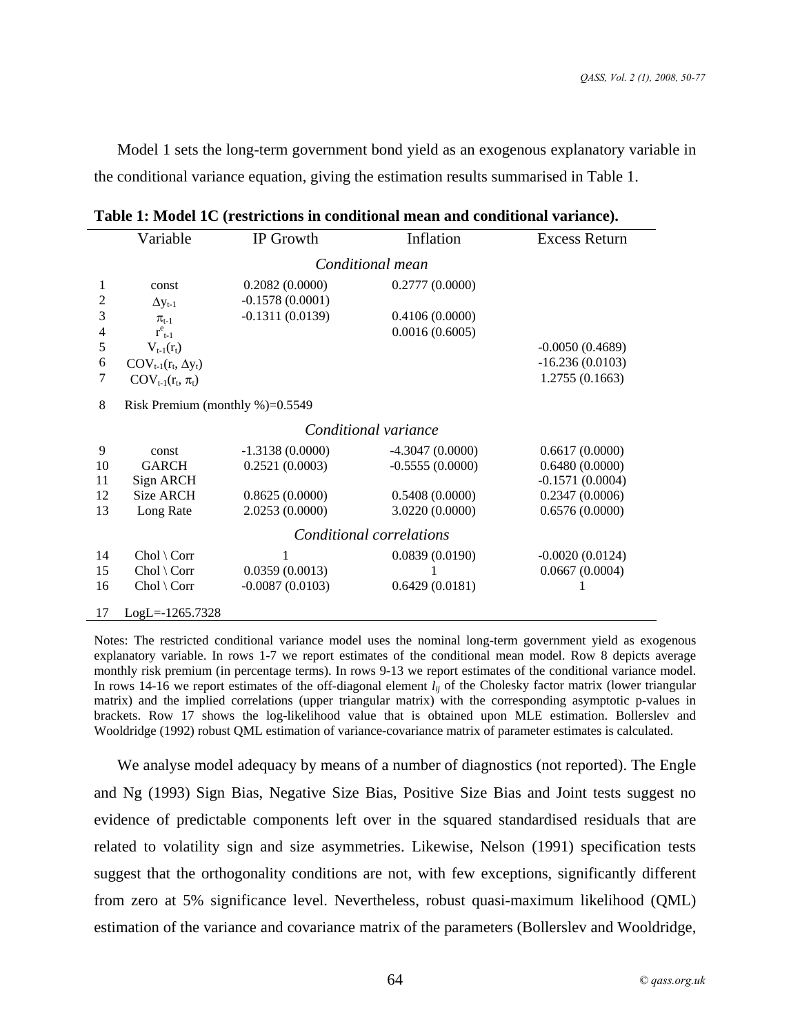Model 1 sets the long-term government bond yield as an exogenous explanatory variable in the conditional variance equation, giving the estimation results summarised in Table 1.

**Table 1: Model 1C (restrictions in conditional mean and conditional variance).**

| | Variable | IP Growth | Inflation | Excess Return |
|---|---|---|---|---|
| | | *Conditional mean* | | |
| 1 | const | 0.2082 (0.0000) | 0.2777 (0.0000) | |
| 2 | $\Delta y_{t-1}$ | -0.1578 (0.0001) | | |
| 3 | $\pi_{t-1}$ | -0.1311 (0.0139) | 0.4106 (0.0000) | |
| 4 | $r^{e}_{t-1}$ | | 0.0016 (0.6005) | |
| 5 | $V_{t-1}(r_t)$ | | | -0.0050 (0.4689) |
| 6 | $COV_{t-1}(r_t, \Delta y_t)$ | | | -16.236 (0.0103) |
| 7 | $COV_{t-1}(r_t, \pi_t)$ | | | 1.2755 (0.1663) |
| 8 | Risk Premium (monthly %)=0.5549 | | | |
| | | *Conditional variance* | | |
| 9 | const | -1.3138 (0.0000) | -4.3047 (0.0000) | 0.6617 (0.0000) |
| 10 | GARCH | 0.2521 (0.0003) | -0.5555 (0.0000) | 0.6480 (0.0000) |
| 11 | Sign ARCH | | | -0.1571 (0.0004) |
| 12 | Size ARCH | 0.8625 (0.0000) | 0.5408 (0.0000) | 0.2347 (0.0006) |
| 13 | Long Rate | 2.0253 (0.0000) | 3.0220 (0.0000) | 0.6576 (0.0000) |
| | | *Conditional correlations* | | |
| 14 | Chol \ Corr | 1 | 0.0839 (0.0190) | -0.0020 (0.0124) |
| 15 | Chol \ Corr | 0.0359 (0.0013) | 1 | 0.0667 (0.0004) |
| 16 | Chol \ Corr | -0.0087 (0.0103) | 0.6429 (0.0181) | 1 |
| 17 | LogL=-1265.7328 | | | |

Notes: The restricted conditional variance model uses the nominal long-term government yield as exogenous explanatory variable. In rows 1-7 we report estimates of the conditional mean model. Row 8 depicts average monthly risk premium (in percentage terms). In rows 9-13 we report estimates of the conditional variance model. In rows 14-16 we report estimates of the off-diagonal element $l_{ij}$ of the Cholesky factor matrix (lower triangular matrix) and the implied correlations (upper triangular matrix) with the corresponding asymptotic p-values in brackets. Row 17 shows the log-likelihood value that is obtained upon MLE estimation. Bollerslev and Wooldridge (1992) robust QML estimation of variance-covariance matrix of parameter estimates is calculated.

We analyse model adequacy by means of a number of diagnostics (not reported). The Engle and Ng (1993) Sign Bias, Negative Size Bias, Positive Size Bias and Joint tests suggest no evidence of predictable components left over in the squared standardised residuals that are related to volatility sign and size asymmetries. Likewise, Nelson (1991) specification tests suggest that the orthogonality conditions are not, with few exceptions, significantly different from zero at 5% significance level. Nevertheless, robust quasi-maximum likelihood (QML) estimation of the variance and covariance matrix of the parameters (Bollerslev and Wooldridge,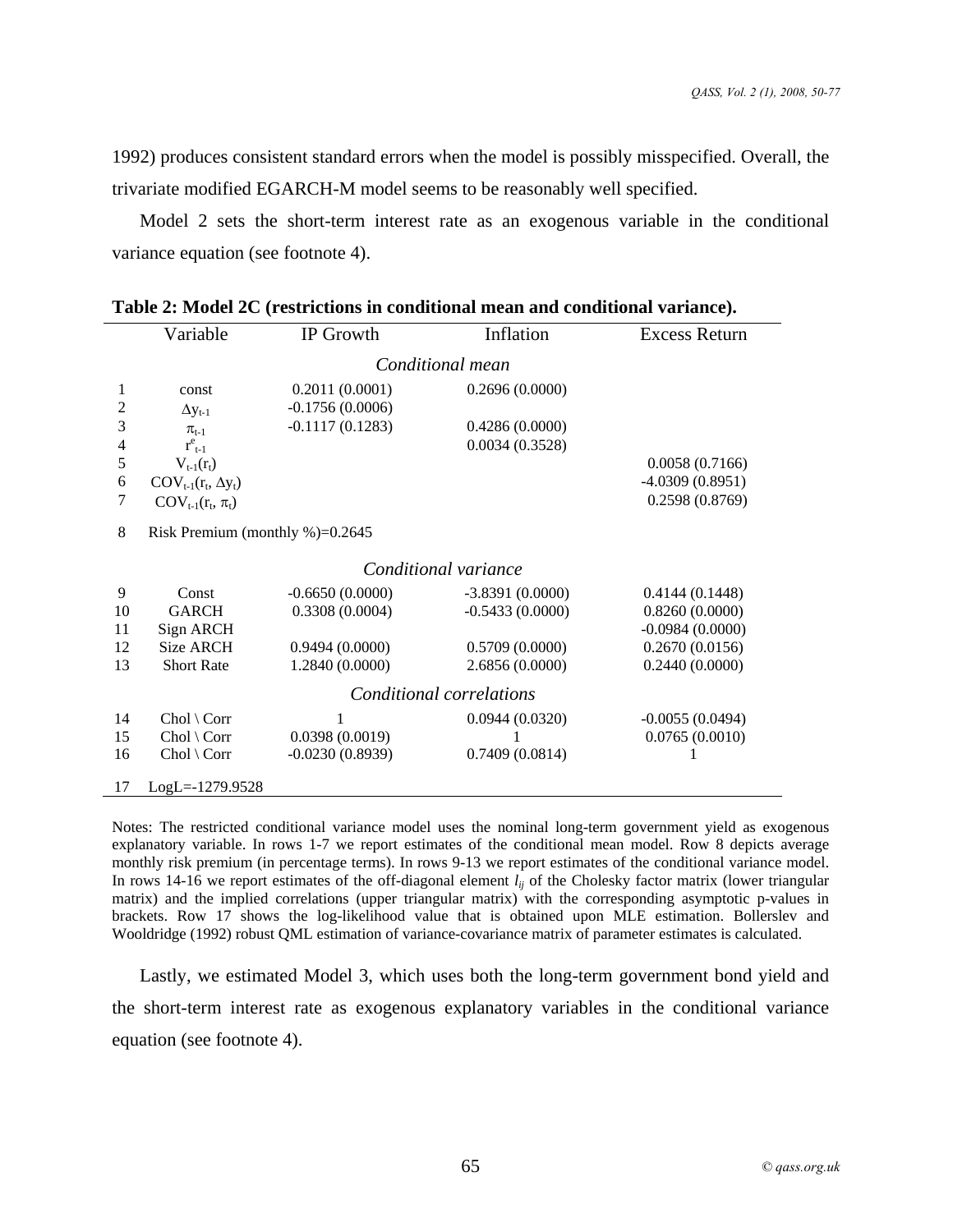1992) produces consistent standard errors when the model is possibly misspecified. Overall, the trivariate modified EGARCH-M model seems to be reasonably well specified.

Model 2 sets the short-term interest rate as an exogenous variable in the conditional variance equation (see footnote 4).

**Table 2: Model 2C (restrictions in conditional mean and conditional variance).**

| | Variable | IP Growth | Inflation | Excess Return |
|---|---|---|---|---|
| | | | *Conditional mean* | |
| 1 | const | 0.2011 (0.0001) | 0.2696 (0.0000) | |
| 2 | $\Delta y_{t-1}$ | -0.1756 (0.0006) | | |
| 3 | $\pi_{t-1}$ | -0.1117 (0.1283) | 0.4286 (0.0000) | |
| 4 | $r^e_{t-1}$ | | 0.0034 (0.3528) | |
| 5 | $V_{t-1}(r_t)$ | | | 0.0058 (0.7166) |
| 6 | $COV_{t-1}(r_t, \Delta y_t)$ | | | -4.0309 (0.8951) |
| 7 | $COV_{t-1}(r_t, \pi_t)$ | | | 0.2598 (0.8769) |
| 8 | Risk Premium (monthly %)=0.2645 | | | |
| | | | *Conditional variance* | |
| 9 | Const | -0.6650 (0.0000) | -3.8391 (0.0000) | 0.4144 (0.1448) |
| 10 | GARCH | 0.3308 (0.0004) | -0.5433 (0.0000) | 0.8260 (0.0000) |
| 11 | Sign ARCH | | | -0.0984 (0.0000) |
| 12 | Size ARCH | 0.9494 (0.0000) | 0.5709 (0.0000) | 0.2670 (0.0156) |
| 13 | Short Rate | 1.2840 (0.0000) | 2.6856 (0.0000) | 0.2440 (0.0000) |
| | | | *Conditional correlations* | |
| 14 | Chol \ Corr | 1 | 0.0944 (0.0320) | -0.0055 (0.0494) |
| 15 | Chol \ Corr | 0.0398 (0.0019) | 1 | 0.0765 (0.0010) |
| 16 | Chol \ Corr | -0.0230 (0.8939) | 0.7409 (0.0814) | 1 |
| 17 | LogL=-1279.9528 | | | |

Notes: The restricted conditional variance model uses the nominal long-term government yield as exogenous explanatory variable. In rows 1-7 we report estimates of the conditional mean model. Row 8 depicts average monthly risk premium (in percentage terms). In rows 9-13 we report estimates of the conditional variance model. In rows 14-16 we report estimates of the off-diagonal element $l_{ij}$ of the Cholesky factor matrix (lower triangular matrix) and the implied correlations (upper triangular matrix) with the corresponding asymptotic p-values in brackets. Row 17 shows the log-likelihood value that is obtained upon MLE estimation. Bollerslev and Wooldridge (1992) robust QML estimation of variance-covariance matrix of parameter estimates is calculated.

Lastly, we estimated Model 3, which uses both the long-term government bond yield and the short-term interest rate as exogenous explanatory variables in the conditional variance equation (see footnote 4).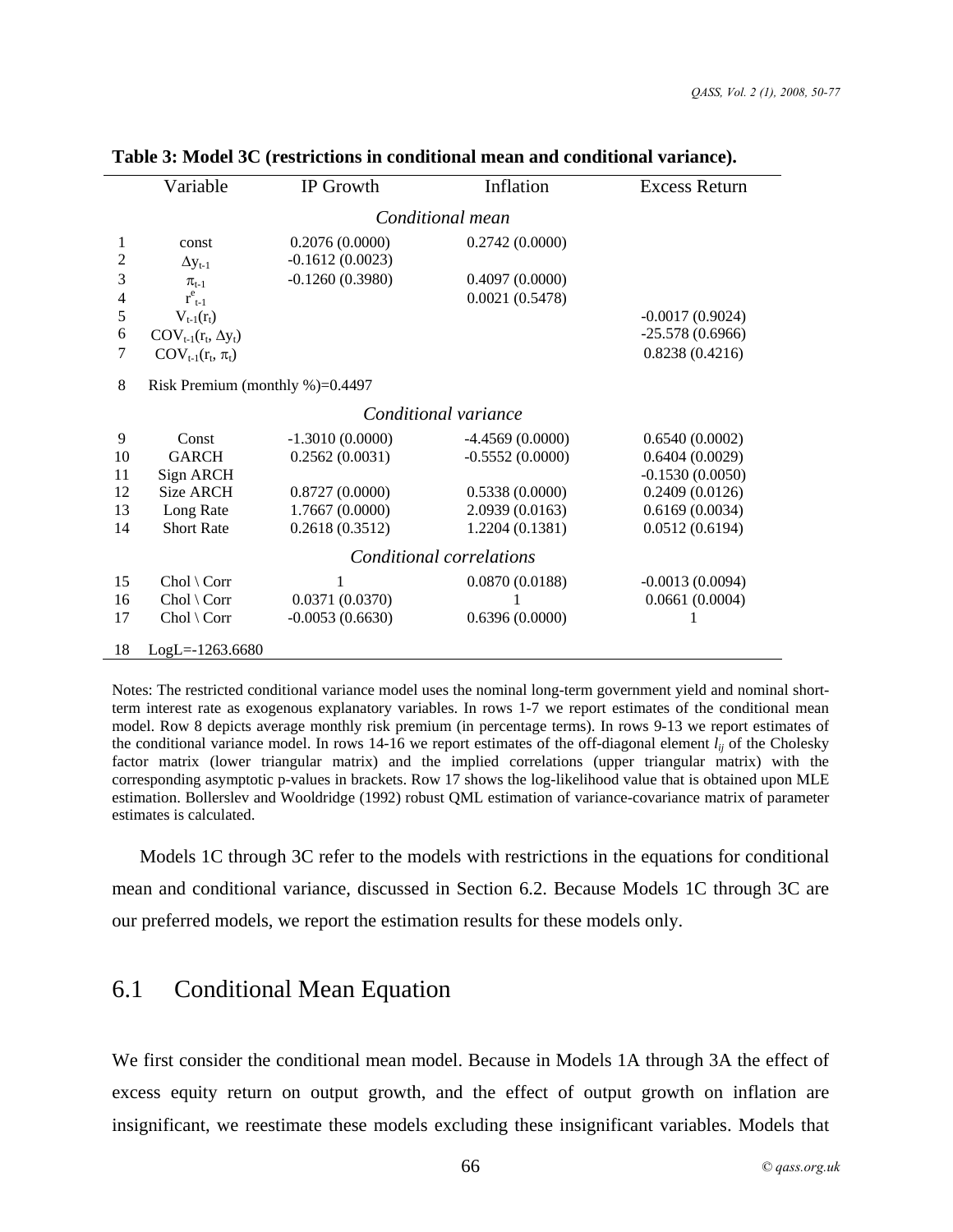**Table 3: Model 3C (restrictions in conditional mean and conditional variance).**

| | Variable | IP Growth | Inflation | Excess Return |
|---|---|---|---|---|
| | | *Conditional mean* | | |
| 1 | const | 0.2076 (0.0000) | 0.2742 (0.0000) | |
| 2 | $\Delta y_{t-1}$ | -0.1612 (0.0023) | | |
| 3 | $\pi_{t-1}$ | -0.1260 (0.3980) | 0.4097 (0.0000) | |
| 4 | $r^{e}_{t-1}$ | | 0.0021 (0.5478) | |
| 5 | $V_{t-1}(r_t)$ | | | -0.0017 (0.9024) |
| 6 | $COV_{t-1}(r_t, \Delta y_t)$ | | | -25.578 (0.6966) |
| 7 | $COV_{t-1}(r_t, \pi_t)$ | | | 0.8238 (0.4216) |
| 8 | Risk Premium (monthly %)=0.4497 | | | |
| | | *Conditional variance* | | |
| 9 | Const | -1.3010 (0.0000) | -4.4569 (0.0000) | 0.6540 (0.0002) |
| 10 | GARCH | 0.2562 (0.0031) | -0.5552 (0.0000) | 0.6404 (0.0029) |
| 11 | Sign ARCH | | | -0.1530 (0.0050) |
| 12 | Size ARCH | 0.8727 (0.0000) | 0.5338 (0.0000) | 0.2409 (0.0126) |
| 13 | Long Rate | 1.7667 (0.0000) | 2.0939 (0.0163) | 0.6169 (0.0034) |
| 14 | Short Rate | 0.2618 (0.3512) | 1.2204 (0.1381) | 0.0512 (0.6194) |
| | | *Conditional correlations* | | |
| 15 | Chol \ Corr | 1 | 0.0870 (0.0188) | -0.0013 (0.0094) |
| 16 | Chol \ Corr | 0.0371 (0.0370) | 1 | 0.0661 (0.0004) |
| 17 | Chol \ Corr | -0.0053 (0.6630) | 0.6396 (0.0000) | 1 |
| 18 | LogL=-1263.6680 | | | |

Notes: The restricted conditional variance model uses the nominal long-term government yield and nominal short-term interest rate as exogenous explanatory variables. In rows 1-7 we report estimates of the conditional mean model. Row 8 depicts average monthly risk premium (in percentage terms). In rows 9-13 we report estimates of the conditional variance model. In rows 14-16 we report estimates of the off-diagonal element $l_{ij}$ of the Cholesky factor matrix (lower triangular matrix) and the implied correlations (upper triangular matrix) with the corresponding asymptotic p-values in brackets. Row 17 shows the log-likelihood value that is obtained upon MLE estimation. Bollerslev and Wooldridge (1992) robust QML estimation of variance-covariance matrix of parameter estimates is calculated.

Models 1C through 3C refer to the models with restrictions in the equations for conditional mean and conditional variance, discussed in Section 6.2. Because Models 1C through 3C are our preferred models, we report the estimation results for these models only.

## 6.1 Conditional Mean Equation

We first consider the conditional mean model. Because in Models 1A through 3A the effect of excess equity return on output growth, and the effect of output growth on inflation are insignificant, we reestimate these models excluding these insignificant variables. Models that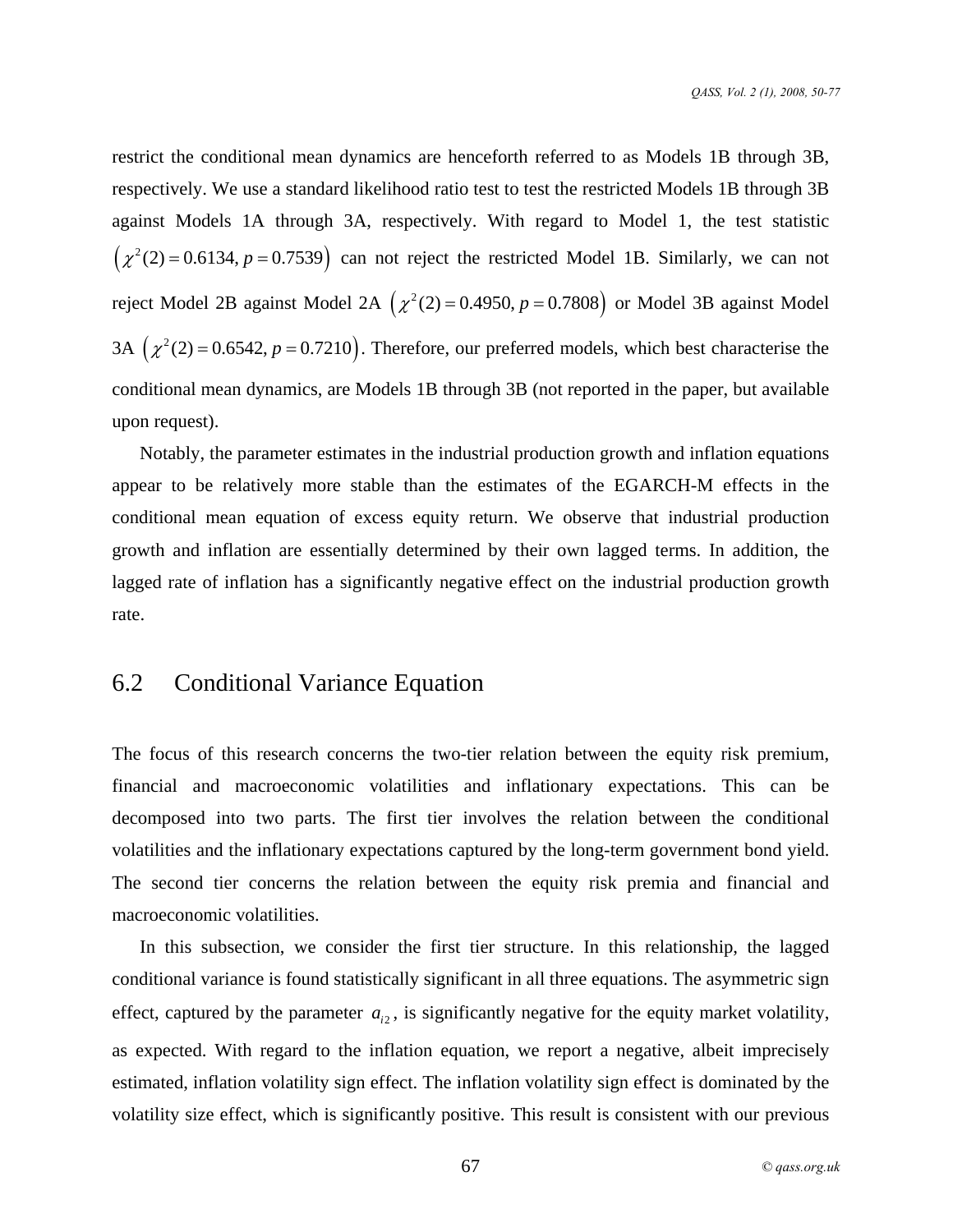restrict the conditional mean dynamics are henceforth referred to as Models 1B through 3B, respectively. We use a standard likelihood ratio test to test the restricted Models 1B through 3B against Models 1A through 3A, respectively. With regard to Model 1, the test statistic $\left(\chi^2(2) = 0.6134, p = 0.7539\right)$ can not reject the restricted Model 1B. Similarly, we can not reject Model 2B against Model 2A $\left(\chi^2(2) = 0.4950, p = 0.7808\right)$ or Model 3B against Model 3A $\left(\chi^2(2) = 0.6542, p = 0.7210\right)$. Therefore, our preferred models, which best characterise the conditional mean dynamics, are Models 1B through 3B (not reported in the paper, but available upon request).

Notably, the parameter estimates in the industrial production growth and inflation equations appear to be relatively more stable than the estimates of the EGARCH-M effects in the conditional mean equation of excess equity return. We observe that industrial production growth and inflation are essentially determined by their own lagged terms. In addition, the lagged rate of inflation has a significantly negative effect on the industrial production growth rate.

## 6.2 Conditional Variance Equation

The focus of this research concerns the two-tier relation between the equity risk premium, financial and macroeconomic volatilities and inflationary expectations. This can be decomposed into two parts. The first tier involves the relation between the conditional volatilities and the inflationary expectations captured by the long-term government bond yield. The second tier concerns the relation between the equity risk premia and financial and macroeconomic volatilities.

In this subsection, we consider the first tier structure. In this relationship, the lagged conditional variance is found statistically significant in all three equations. The asymmetric sign effect, captured by the parameter $a_{i2}$, is significantly negative for the equity market volatility, as expected. With regard to the inflation equation, we report a negative, albeit imprecisely estimated, inflation volatility sign effect. The inflation volatility sign effect is dominated by the volatility size effect, which is significantly positive. This result is consistent with our previous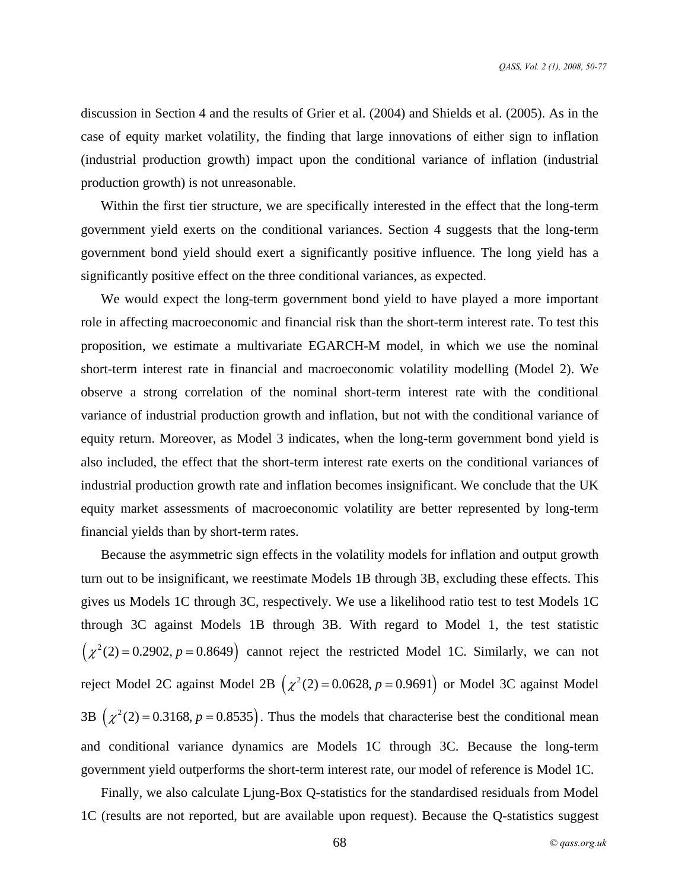discussion in Section 4 and the results of Grier et al. (2004) and Shields et al. (2005). As in the case of equity market volatility, the finding that large innovations of either sign to inflation (industrial production growth) impact upon the conditional variance of inflation (industrial production growth) is not unreasonable.

Within the first tier structure, we are specifically interested in the effect that the long-term government yield exerts on the conditional variances. Section 4 suggests that the long-term government bond yield should exert a significantly positive influence. The long yield has a significantly positive effect on the three conditional variances, as expected.

We would expect the long-term government bond yield to have played a more important role in affecting macroeconomic and financial risk than the short-term interest rate. To test this proposition, we estimate a multivariate EGARCH-M model, in which we use the nominal short-term interest rate in financial and macroeconomic volatility modelling (Model 2). We observe a strong correlation of the nominal short-term interest rate with the conditional variance of industrial production growth and inflation, but not with the conditional variance of equity return. Moreover, as Model 3 indicates, when the long-term government bond yield is also included, the effect that the short-term interest rate exerts on the conditional variances of industrial production growth rate and inflation becomes insignificant. We conclude that the UK equity market assessments of macroeconomic volatility are better represented by long-term financial yields than by short-term rates.

Because the asymmetric sign effects in the volatility models for inflation and output growth turn out to be insignificant, we reestimate Models 1B through 3B, excluding these effects. This gives us Models 1C through 3C, respectively. We use a likelihood ratio test to test Models 1C through 3C against Models 1B through 3B. With regard to Model 1, the test statistic $\left(\chi^2(2) = 0.2902, p = 0.8649\right)$ cannot reject the restricted Model 1C. Similarly, we can not reject Model 2C against Model 2B $\left(\chi^2(2) = 0.0628, p = 0.9691\right)$ or Model 3C against Model 3B $\left(\chi^2(2) = 0.3168, p = 0.8535\right)$. Thus the models that characterise best the conditional mean and conditional variance dynamics are Models 1C through 3C. Because the long-term government yield outperforms the short-term interest rate, our model of reference is Model 1C.

Finally, we also calculate Ljung-Box Q-statistics for the standardised residuals from Model 1C (results are not reported, but are available upon request). Because the Q-statistics suggest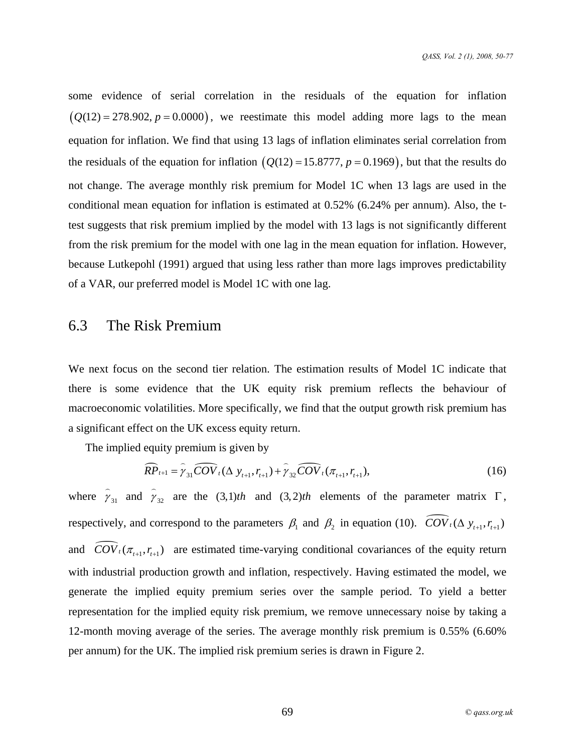some evidence of serial correlation in the residuals of the equation for inflation $(Q(12) = 278.902, p = 0.0000)$, we reestimate this model adding more lags to the mean equation for inflation. We find that using 13 lags of inflation eliminates serial correlation from the residuals of the equation for inflation $(Q(12) = 15.8777, p = 0.1969)$, but that the results do not change. The average monthly risk premium for Model 1C when 13 lags are used in the conditional mean equation for inflation is estimated at 0.52% (6.24% per annum). Also, the t-test suggests that risk premium implied by the model with 13 lags is not significantly different from the risk premium for the model with one lag in the mean equation for inflation. However, because Lutkepohl (1991) argued that using less rather than more lags improves predictability of a VAR, our preferred model is Model 1C with one lag.

## 6.3 The Risk Premium

We next focus on the second tier relation. The estimation results of Model 1C indicate that there is some evidence that the UK equity risk premium reflects the behaviour of macroeconomic volatilities. More specifically, we find that the output growth risk premium has a significant effect on the UK excess equity return.

The implied equity premium is given by

$$\widehat{RP}_{t+1} = \widehat{\gamma}_{31}\widehat{COV}_t(\Delta y_{t+1}, r_{t+1}) + \widehat{\gamma}_{32}\widehat{COV}_t(\pi_{t+1}, r_{t+1}), \tag{16}$$

where $\widehat{\gamma}_{31}$ and $\widehat{\gamma}_{32}$ are the $(3,1)th$ and $(3,2)th$ elements of the parameter matrix $\Gamma$, respectively, and correspond to the parameters $\beta_1$ and $\beta_2$ in equation (10). $\widehat{COV}_t(\Delta y_{t+1}, r_{t+1})$ and $\widehat{COV}_t(\pi_{t+1}, r_{t+1})$ are estimated time-varying conditional covariances of the equity return with industrial production growth and inflation, respectively. Having estimated the model, we generate the implied equity premium series over the sample period. To yield a better representation for the implied equity risk premium, we remove unnecessary noise by taking a 12-month moving average of the series. The average monthly risk premium is 0.55% (6.60% per annum) for the UK. The implied risk premium series is drawn in Figure 2.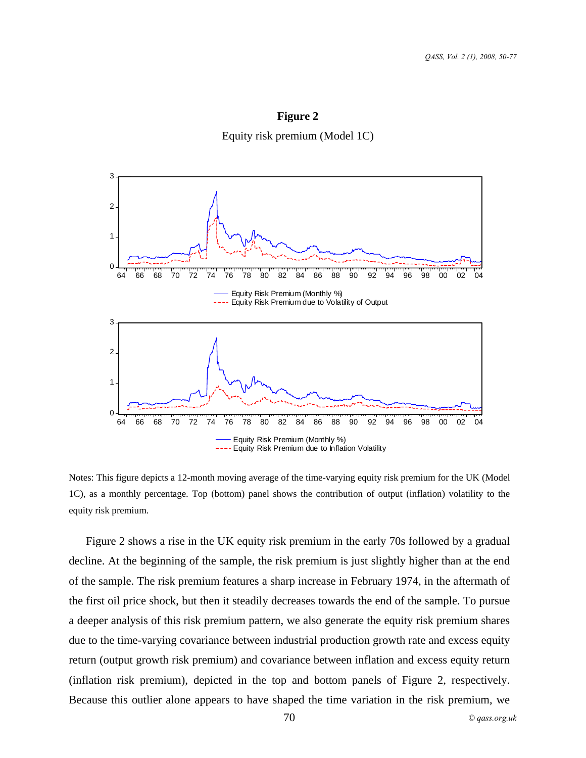**Figure 2**

Equity risk premium (Model 1C)

Notes: This figure depicts a 12-month moving average of the time-varying equity risk premium for the UK (Model 1C), as a monthly percentage. Top (bottom) panel shows the contribution of output (inflation) volatility to the equity risk premium.

Figure 2 shows a rise in the UK equity risk premium in the early 70s followed by a gradual decline. At the beginning of the sample, the risk premium is just slightly higher than at the end of the sample. The risk premium features a sharp increase in February 1974, in the aftermath of the first oil price shock, but then it steadily decreases towards the end of the sample. To pursue a deeper analysis of this risk premium pattern, we also generate the equity risk premium shares due to the time-varying covariance between industrial production growth rate and excess equity return (output growth risk premium) and covariance between inflation and excess equity return (inflation risk premium), depicted in the top and bottom panels of Figure 2, respectively. Because this outlier alone appears to have shaped the time variation in the risk premium, we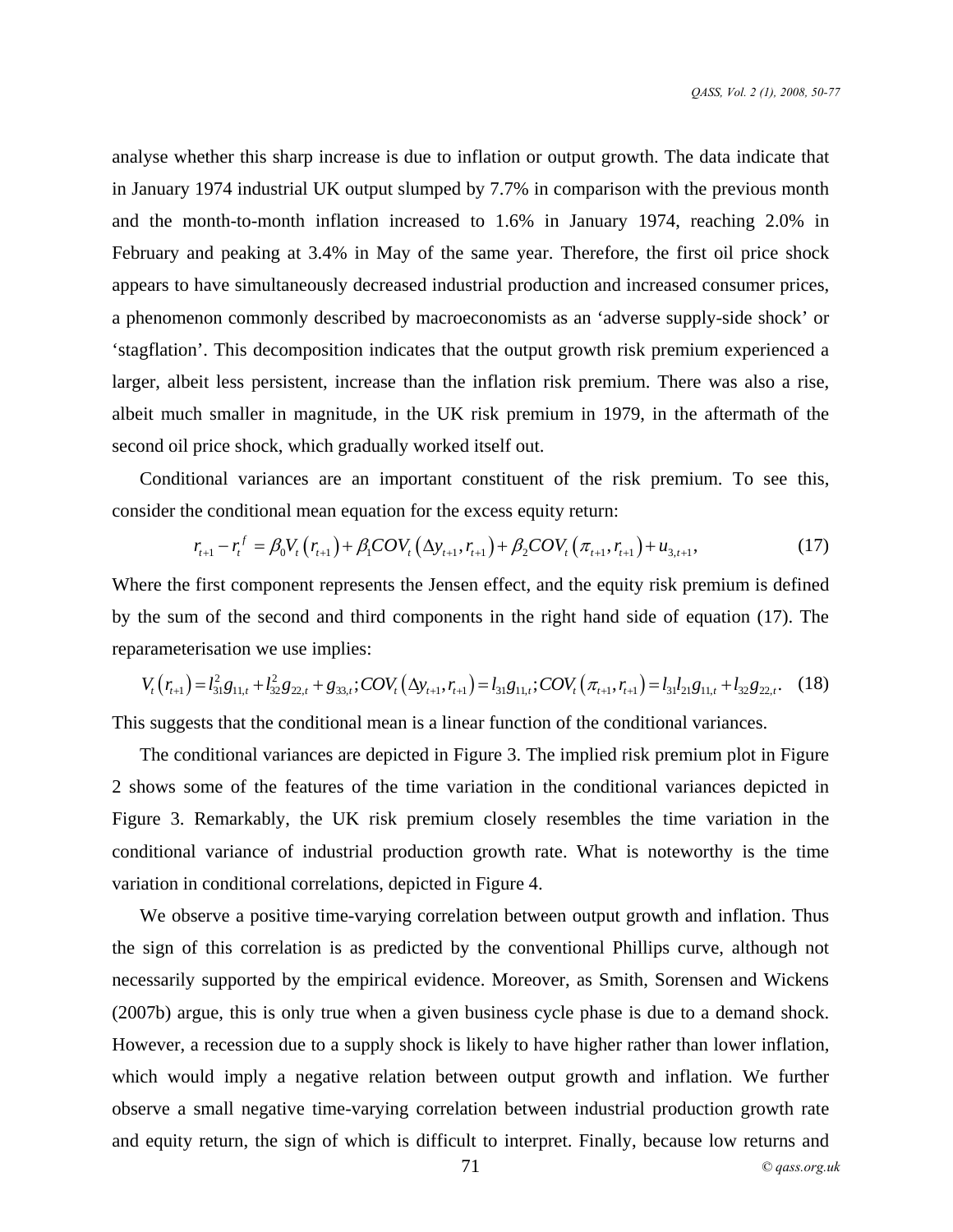analyse whether this sharp increase is due to inflation or output growth. The data indicate that in January 1974 industrial UK output slumped by 7.7% in comparison with the previous month and the month-to-month inflation increased to 1.6% in January 1974, reaching 2.0% in February and peaking at 3.4% in May of the same year. Therefore, the first oil price shock appears to have simultaneously decreased industrial production and increased consumer prices, a phenomenon commonly described by macroeconomists as an 'adverse supply-side shock' or 'stagflation'. This decomposition indicates that the output growth risk premium experienced a larger, albeit less persistent, increase than the inflation risk premium. There was also a rise, albeit much smaller in magnitude, in the UK risk premium in 1979, in the aftermath of the second oil price shock, which gradually worked itself out.

Conditional variances are an important constituent of the risk premium. To see this, consider the conditional mean equation for the excess equity return:

$$r_{t+1} - r_t^f = \beta_0 V_t\left(r_{t+1}\right) + \beta_1 COV_t\left(\Delta y_{t+1}, r_{t+1}\right) + \beta_2 COV_t\left(\pi_{t+1}, r_{t+1}\right) + u_{3,t+1}, \tag{17}$$

Where the first component represents the Jensen effect, and the equity risk premium is defined by the sum of the second and third components in the right hand side of equation (17). The reparameterisation we use implies:

$$V_t\left(r_{t+1}\right) = l_{31}^2 g_{11,t} + l_{32}^2 g_{22,t} + g_{33,t}; COV_t\left(\Delta y_{t+1}, r_{t+1}\right) = l_{31} g_{11,t}; COV_t\left(\pi_{t+1}, r_{t+1}\right) = l_{31} l_{21} g_{11,t} + l_{32} g_{22,t}. \tag{18}$$

This suggests that the conditional mean is a linear function of the conditional variances.

The conditional variances are depicted in Figure 3. The implied risk premium plot in Figure 2 shows some of the features of the time variation in the conditional variances depicted in Figure 3. Remarkably, the UK risk premium closely resembles the time variation in the conditional variance of industrial production growth rate. What is noteworthy is the time variation in conditional correlations, depicted in Figure 4.

We observe a positive time-varying correlation between output growth and inflation. Thus the sign of this correlation is as predicted by the conventional Phillips curve, although not necessarily supported by the empirical evidence. Moreover, as Smith, Sorensen and Wickens (2007b) argue, this is only true when a given business cycle phase is due to a demand shock. However, a recession due to a supply shock is likely to have higher rather than lower inflation, which would imply a negative relation between output growth and inflation. We further observe a small negative time-varying correlation between industrial production growth rate and equity return, the sign of which is difficult to interpret. Finally, because low returns and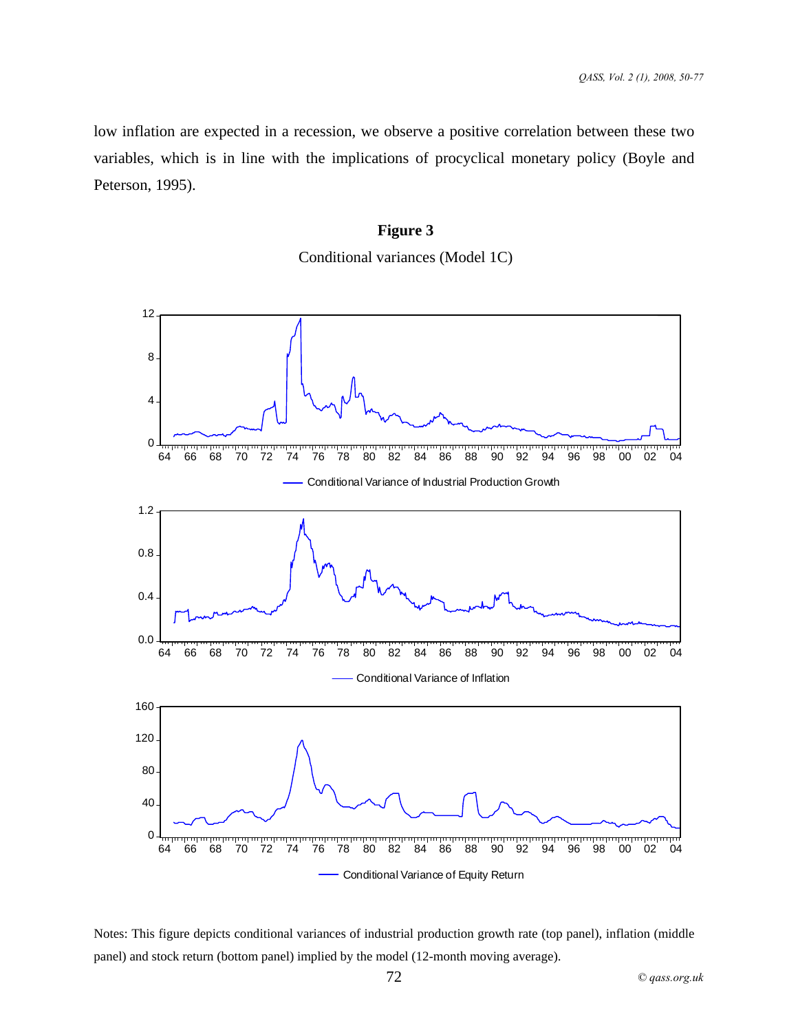low inflation are expected in a recession, we observe a positive correlation between these two variables, which is in line with the implications of procyclical monetary policy (Boyle and Peterson, 1995).

**Figure 3**

Conditional variances (Model 1C)

12
8
4
0
64 66 68 70 72 74 76 78 80 82 84 86 88 90 92 94 96 98 00 02 04

Conditional Variance of Industrial Production Growth

1.2
0.8
0.4
0.0
64 66 68 70 72 74 76 78 80 82 84 86 88 90 92 94 96 98 00 02 04

Conditional Variance of Inflation

160
120
80
40
0
64 66 68 70 72 74 76 78 80 82 84 86 88 90 92 94 96 98 00 02 04

Conditional Variance of Equity Return

Notes: This figure depicts conditional variances of industrial production growth rate (top panel), inflation (middle panel) and stock return (bottom panel) implied by the model (12-month moving average).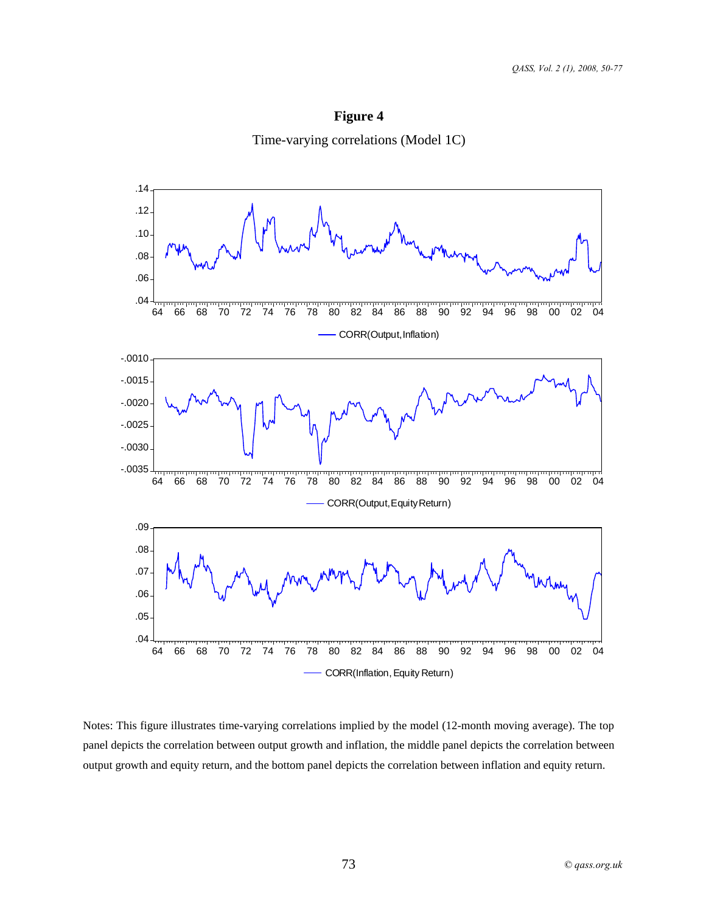**Figure 4**

Time-varying correlations (Model 1C)

.14
.12
.10
.08
.06
.04

64 66 68 70 72 74 76 78 80 82 84 86 88 90 92 94 96 98 00 02 04

CORR(Output, Inflation)

-.0010
-.0015
-.0020
-.0025
-.0030
-.0035

64 66 68 70 72 74 76 78 80 82 84 86 88 90 92 94 96 98 00 02 04

CORR(Output, Equity Return)

.09
.08
.07
.06
.05
.04

64 66 68 70 72 74 76 78 80 82 84 86 88 90 92 94 96 98 00 02 04

CORR(Inflation, Equity Return)

Notes: This figure illustrates time-varying correlations implied by the model (12-month moving average). The top panel depicts the correlation between output growth and inflation, the middle panel depicts the correlation between output growth and equity return, and the bottom panel depicts the correlation between inflation and equity return.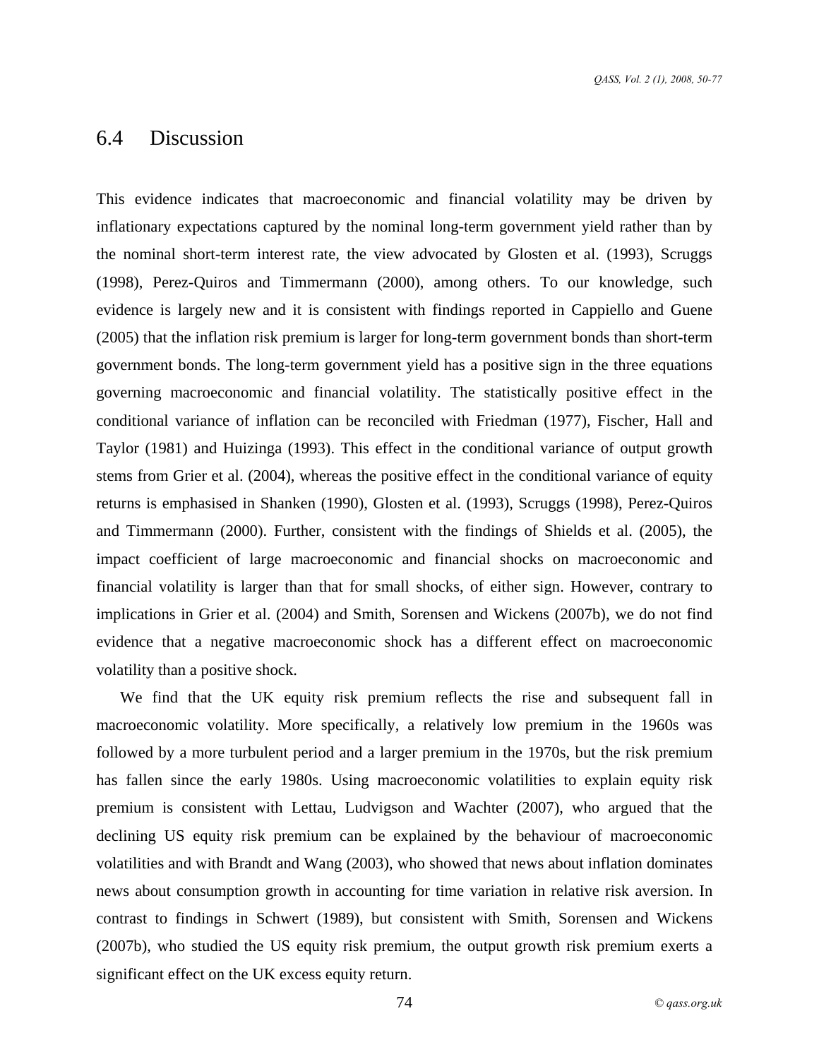## 6.4 Discussion

This evidence indicates that macroeconomic and financial volatility may be driven by inflationary expectations captured by the nominal long-term government yield rather than by the nominal short-term interest rate, the view advocated by Glosten et al. (1993), Scruggs (1998), Perez-Quiros and Timmermann (2000), among others. To our knowledge, such evidence is largely new and it is consistent with findings reported in Cappiello and Guene (2005) that the inflation risk premium is larger for long-term government bonds than short-term government bonds. The long-term government yield has a positive sign in the three equations governing macroeconomic and financial volatility. The statistically positive effect in the conditional variance of inflation can be reconciled with Friedman (1977), Fischer, Hall and Taylor (1981) and Huizinga (1993). This effect in the conditional variance of output growth stems from Grier et al. (2004), whereas the positive effect in the conditional variance of equity returns is emphasised in Shanken (1990), Glosten et al. (1993), Scruggs (1998), Perez-Quiros and Timmermann (2000). Further, consistent with the findings of Shields et al. (2005), the impact coefficient of large macroeconomic and financial shocks on macroeconomic and financial volatility is larger than that for small shocks, of either sign. However, contrary to implications in Grier et al. (2004) and Smith, Sorensen and Wickens (2007b), we do not find evidence that a negative macroeconomic shock has a different effect on macroeconomic volatility than a positive shock.

We find that the UK equity risk premium reflects the rise and subsequent fall in macroeconomic volatility. More specifically, a relatively low premium in the 1960s was followed by a more turbulent period and a larger premium in the 1970s, but the risk premium has fallen since the early 1980s. Using macroeconomic volatilities to explain equity risk premium is consistent with Lettau, Ludvigson and Wachter (2007), who argued that the declining US equity risk premium can be explained by the behaviour of macroeconomic volatilities and with Brandt and Wang (2003), who showed that news about inflation dominates news about consumption growth in accounting for time variation in relative risk aversion. In contrast to findings in Schwert (1989), but consistent with Smith, Sorensen and Wickens (2007b), who studied the US equity risk premium, the output growth risk premium exerts a significant effect on the UK excess equity return.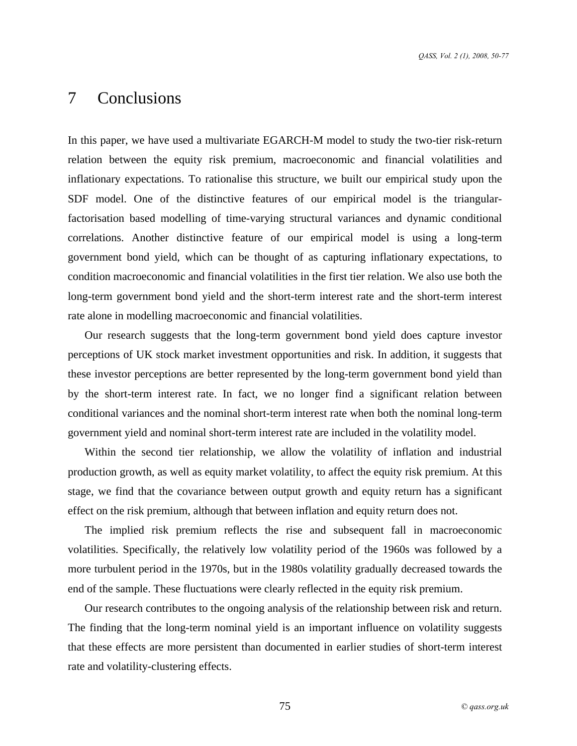# 7 Conclusions

In this paper, we have used a multivariate EGARCH-M model to study the two-tier risk-return relation between the equity risk premium, macroeconomic and financial volatilities and inflationary expectations. To rationalise this structure, we built our empirical study upon the SDF model. One of the distinctive features of our empirical model is the triangular-factorisation based modelling of time-varying structural variances and dynamic conditional correlations. Another distinctive feature of our empirical model is using a long-term government bond yield, which can be thought of as capturing inflationary expectations, to condition macroeconomic and financial volatilities in the first tier relation. We also use both the long-term government bond yield and the short-term interest rate and the short-term interest rate alone in modelling macroeconomic and financial volatilities.

Our research suggests that the long-term government bond yield does capture investor perceptions of UK stock market investment opportunities and risk. In addition, it suggests that these investor perceptions are better represented by the long-term government bond yield than by the short-term interest rate. In fact, we no longer find a significant relation between conditional variances and the nominal short-term interest rate when both the nominal long-term government yield and nominal short-term interest rate are included in the volatility model.

Within the second tier relationship, we allow the volatility of inflation and industrial production growth, as well as equity market volatility, to affect the equity risk premium. At this stage, we find that the covariance between output growth and equity return has a significant effect on the risk premium, although that between inflation and equity return does not.

The implied risk premium reflects the rise and subsequent fall in macroeconomic volatilities. Specifically, the relatively low volatility period of the 1960s was followed by a more turbulent period in the 1970s, but in the 1980s volatility gradually decreased towards the end of the sample. These fluctuations were clearly reflected in the equity risk premium.

Our research contributes to the ongoing analysis of the relationship between risk and return. The finding that the long-term nominal yield is an important influence on volatility suggests that these effects are more persistent than documented in earlier studies of short-term interest rate and volatility-clustering effects.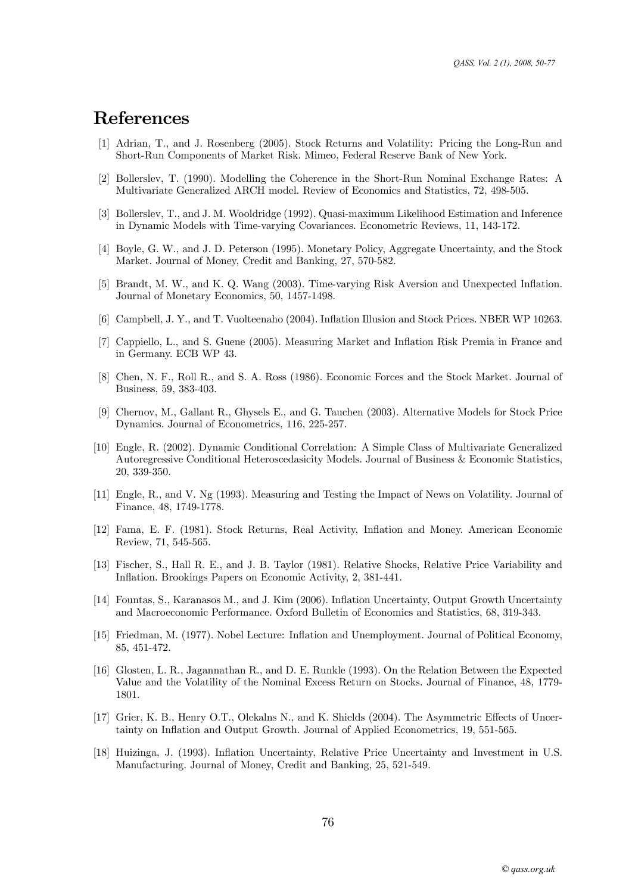# References

[1] Adrian, T., and J. Rosenberg (2005). Stock Returns and Volatility: Pricing the Long-Run and Short-Run Components of Market Risk. Mimeo, Federal Reserve Bank of New York.

[2] Bollerslev, T. (1990). Modelling the Coherence in the Short-Run Nominal Exchange Rates: A Multivariate Generalized ARCH model. Review of Economics and Statistics, 72, 498-505.

[3] Bollerslev, T., and J. M. Wooldridge (1992). Quasi-maximum Likelihood Estimation and Inference in Dynamic Models with Time-varying Covariances. Econometric Reviews, 11, 143-172.

[4] Boyle, G. W., and J. D. Peterson (1995). Monetary Policy, Aggregate Uncertainty, and the Stock Market. Journal of Money, Credit and Banking, 27, 570-582.

[5] Brandt, M. W., and K. Q. Wang (2003). Time-varying Risk Aversion and Unexpected Inflation. Journal of Monetary Economics, 50, 1457-1498.

[6] Campbell, J. Y., and T. Vuolteenaho (2004). Inflation Illusion and Stock Prices. NBER WP 10263.

[7] Cappiello, L., and S. Guene (2005). Measuring Market and Inflation Risk Premia in France and in Germany. ECB WP 43.

[8] Chen, N. F., Roll R., and S. A. Ross (1986). Economic Forces and the Stock Market. Journal of Business, 59, 383-403.

[9] Chernov, M., Gallant R., Ghysels E., and G. Tauchen (2003). Alternative Models for Stock Price Dynamics. Journal of Econometrics, 116, 225-257.

[10] Engle, R. (2002). Dynamic Conditional Correlation: A Simple Class of Multivariate Generalized Autoregressive Conditional Heteroscedasicity Models. Journal of Business & Economic Statistics, 20, 339-350.

[11] Engle, R., and V. Ng (1993). Measuring and Testing the Impact of News on Volatility. Journal of Finance, 48, 1749-1778.

[12] Fama, E. F. (1981). Stock Returns, Real Activity, Inflation and Money. American Economic Review, 71, 545-565.

[13] Fischer, S., Hall R. E., and J. B. Taylor (1981). Relative Shocks, Relative Price Variability and Inflation. Brookings Papers on Economic Activity, 2, 381-441.

[14] Fountas, S., Karanasos M., and J. Kim (2006). Inflation Uncertainty, Output Growth Uncertainty and Macroeconomic Performance. Oxford Bulletin of Economics and Statistics, 68, 319-343.

[15] Friedman, M. (1977). Nobel Lecture: Inflation and Unemployment. Journal of Political Economy, 85, 451-472.

[16] Glosten, L. R., Jagannathan R., and D. E. Runkle (1993). On the Relation Between the Expected Value and the Volatility of the Nominal Excess Return on Stocks. Journal of Finance, 48, 1779-1801.

[17] Grier, K. B., Henry O.T., Olekalns N., and K. Shields (2004). The Asymmetric Effects of Uncertainty on Inflation and Output Growth. Journal of Applied Econometrics, 19, 551-565.

[18] Huizinga, J. (1993). Inflation Uncertainty, Relative Price Uncertainty and Investment in U.S. Manufacturing. Journal of Money, Credit and Banking, 25, 521-549.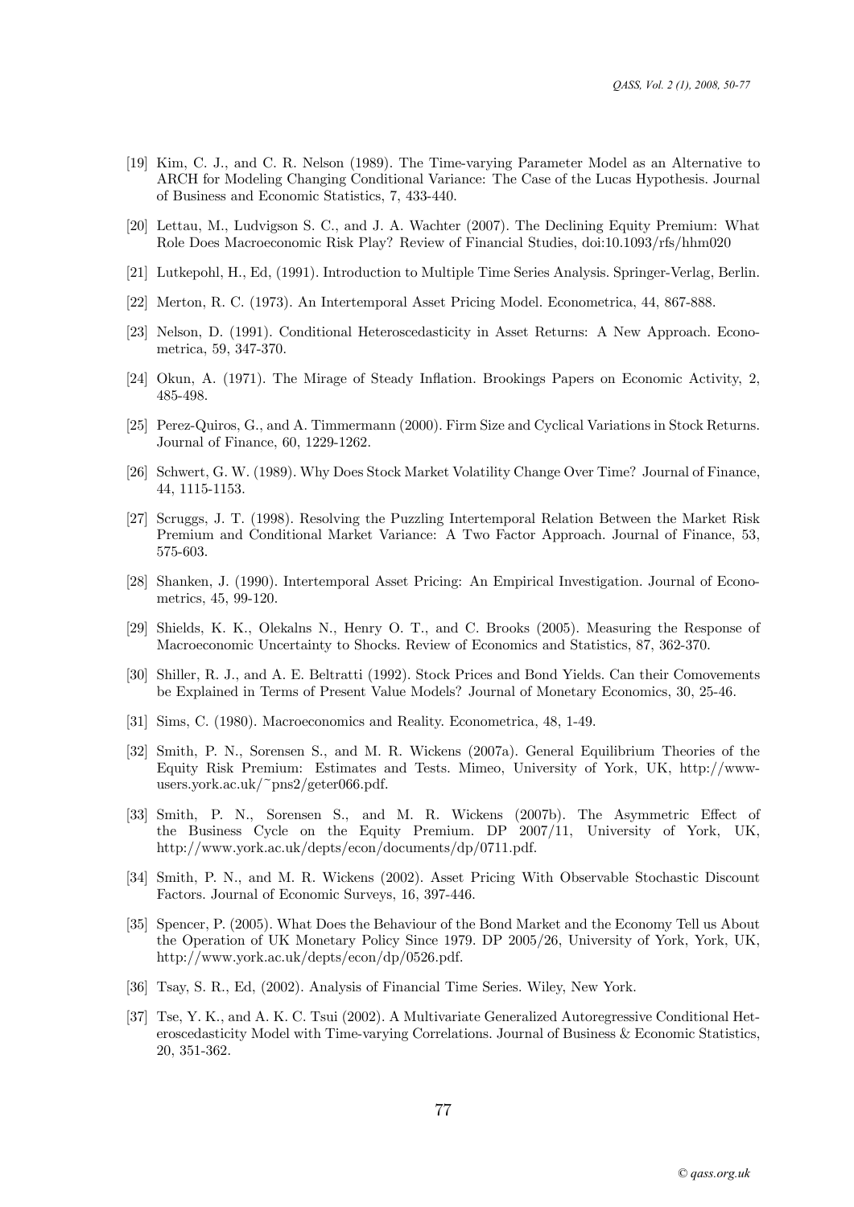[19] Kim, C. J., and C. R. Nelson (1989). The Time-varying Parameter Model as an Alternative to ARCH for Modeling Changing Conditional Variance: The Case of the Lucas Hypothesis. Journal of Business and Economic Statistics, 7, 433-440.

[20] Lettau, M., Ludvigson S. C., and J. A. Wachter (2007). The Declining Equity Premium: What Role Does Macroeconomic Risk Play? Review of Financial Studies, doi:10.1093/rfs/hhm020

[21] Lutkepohl, H., Ed, (1991). Introduction to Multiple Time Series Analysis. Springer-Verlag, Berlin.

[22] Merton, R. C. (1973). An Intertemporal Asset Pricing Model. Econometrica, 44, 867-888.

[23] Nelson, D. (1991). Conditional Heteroscedasticity in Asset Returns: A New Approach. Econometrica, 59, 347-370.

[24] Okun, A. (1971). The Mirage of Steady Inflation. Brookings Papers on Economic Activity, 2, 485-498.

[25] Perez-Quiros, G., and A. Timmermann (2000). Firm Size and Cyclical Variations in Stock Returns. Journal of Finance, 60, 1229-1262.

[26] Schwert, G. W. (1989). Why Does Stock Market Volatility Change Over Time? Journal of Finance, 44, 1115-1153.

[27] Scruggs, J. T. (1998). Resolving the Puzzling Intertemporal Relation Between the Market Risk Premium and Conditional Market Variance: A Two Factor Approach. Journal of Finance, 53, 575-603.

[28] Shanken, J. (1990). Intertemporal Asset Pricing: An Empirical Investigation. Journal of Econometrics, 45, 99-120.

[29] Shields, K. K., Olekalns N., Henry O. T., and C. Brooks (2005). Measuring the Response of Macroeconomic Uncertainty to Shocks. Review of Economics and Statistics, 87, 362-370.

[30] Shiller, R. J., and A. E. Beltratti (1992). Stock Prices and Bond Yields. Can their Comovements be Explained in Terms of Present Value Models? Journal of Monetary Economics, 30, 25-46.

[31] Sims, C. (1980). Macroeconomics and Reality. Econometrica, 48, 1-49.

[32] Smith, P. N., Sorensen S., and M. R. Wickens (2007a). General Equilibrium Theories of the Equity Risk Premium: Estimates and Tests. Mimeo, University of York, UK, http://www-users.york.ac.uk/~pns2/geter066.pdf.

[33] Smith, P. N., Sorensen S., and M. R. Wickens (2007b). The Asymmetric Effect of the Business Cycle on the Equity Premium. DP 2007/11, University of York, UK, http://www.york.ac.uk/depts/econ/documents/dp/0711.pdf.

[34] Smith, P. N., and M. R. Wickens (2002). Asset Pricing With Observable Stochastic Discount Factors. Journal of Economic Surveys, 16, 397-446.

[35] Spencer, P. (2005). What Does the Behaviour of the Bond Market and the Economy Tell us About the Operation of UK Monetary Policy Since 1979. DP 2005/26, University of York, York, UK, http://www.york.ac.uk/depts/econ/dp/0526.pdf.

[36] Tsay, S. R., Ed, (2002). Analysis of Financial Time Series. Wiley, New York.

[37] Tse, Y. K., and A. K. C. Tsui (2002). A Multivariate Generalized Autoregressive Conditional Heteroscedasticity Model with Time-varying Correlations. Journal of Business & Economic Statistics, 20, 351-362.